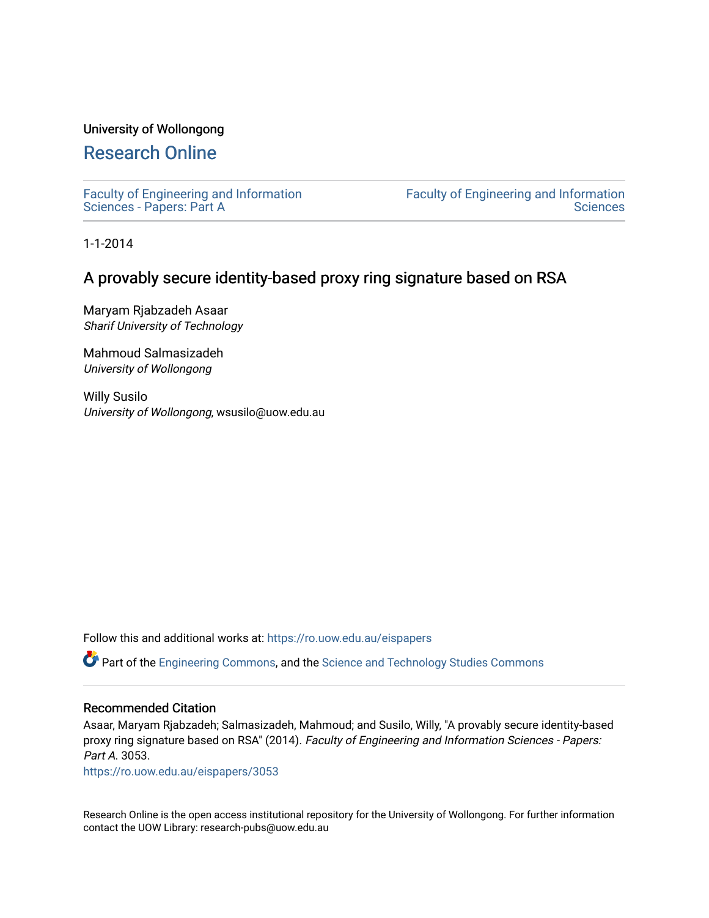University of Wollongong

# Research Online

Faculty of Engineering and Information Sciences - Papers: Part A

Faculty of Engineering and Information Sciences

1-1-2014

## A provably secure identity-based proxy ring signature based on RSA

Maryam Rjabzadeh Asaar
*Sharif University of Technology*

Mahmoud Salmasizadeh
*University of Wollongong*

Willy Susilo
*University of Wollongong*, wsusilo@uow.edu.au

Follow this and additional works at: https://ro.uow.edu.au/eispapers

Part of the Engineering Commons, and the Science and Technology Studies Commons

### Recommended Citation

Asaar, Maryam Rjabzadeh; Salmasizadeh, Mahmoud; and Susilo, Willy, "A provably secure identity-based proxy ring signature based on RSA" (2014). *Faculty of Engineering and Information Sciences - Papers: Part A*. 3053.
https://ro.uow.edu.au/eispapers/3053

Research Online is the open access institutional repository for the University of Wollongong. For further information contact the UOW Library: research-pubs@uow.edu.au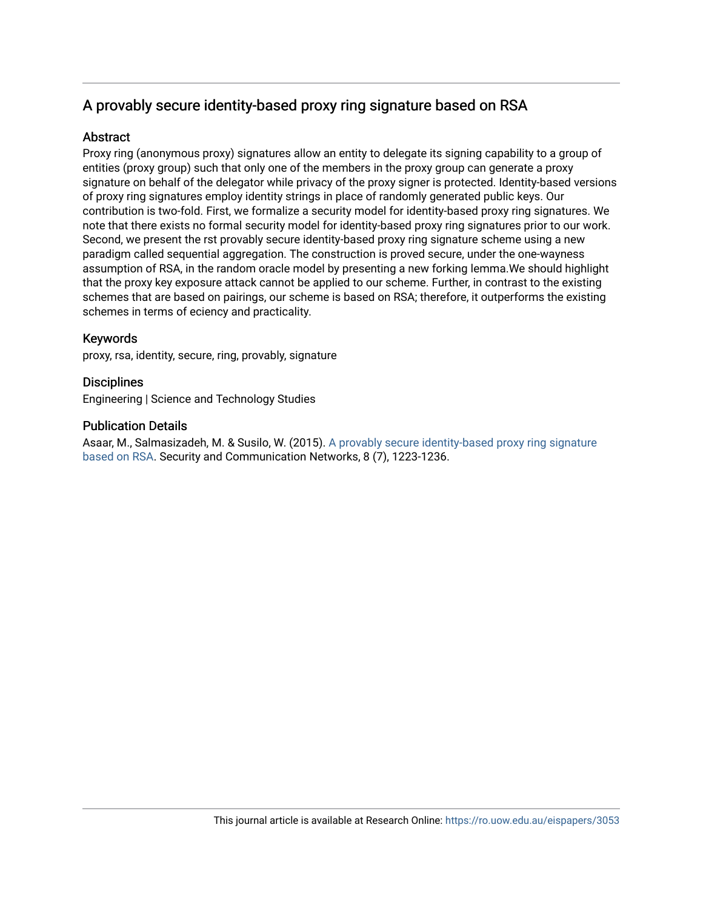# A provably secure identity-based proxy ring signature based on RSA

## Abstract

Proxy ring (anonymous proxy) signatures allow an entity to delegate its signing capability to a group of entities (proxy group) such that only one of the members in the proxy group can generate a proxy signature on behalf of the delegator while privacy of the proxy signer is protected. Identity-based versions of proxy ring signatures employ identity strings in place of randomly generated public keys. Our contribution is two-fold. First, we formalize a security model for identity-based proxy ring signatures. We note that there exists no formal security model for identity-based proxy ring signatures prior to our work. Second, we present the rst provably secure identity-based proxy ring signature scheme using a new paradigm called sequential aggregation. The construction is proved secure, under the one-wayness assumption of RSA, in the random oracle model by presenting a new forking lemma.We should highlight that the proxy key exposure attack cannot be applied to our scheme. Further, in contrast to the existing schemes that are based on pairings, our scheme is based on RSA; therefore, it outperforms the existing schemes in terms of eciency and practicality.

## Keywords

proxy, rsa, identity, secure, ring, provably, signature

## Disciplines

Engineering | Science and Technology Studies

## Publication Details

Asaar, M., Salmasizadeh, M. & Susilo, W. (2015). A provably secure identity-based proxy ring signature based on RSA. Security and Communication Networks, 8 (7), 1223-1236.

This journal article is available at Research Online: https://ro.uow.edu.au/eispapers/3053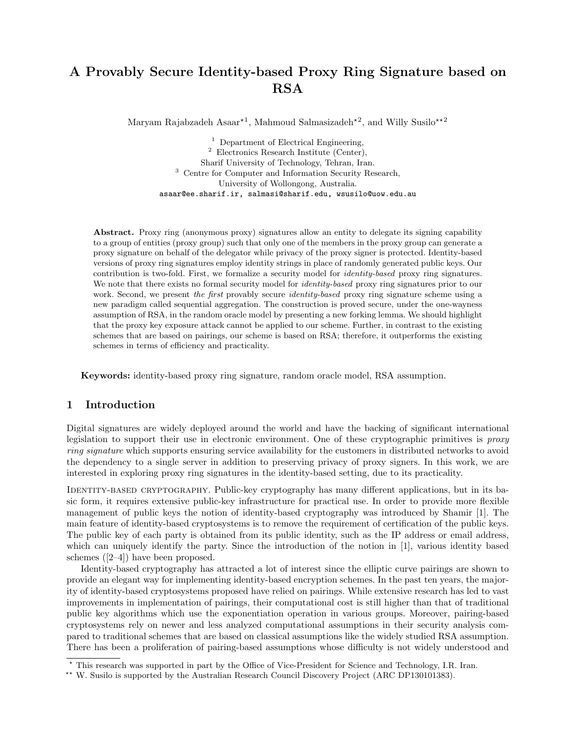# A Provably Secure Identity-based Proxy Ring Signature based on RSA

Maryam Rajabzadeh Asaar⋆1, Mahmoud Salmasizadeh⋆2, and Willy Susilo⋆⋆2

[1] Department of Electrical Engineering,
[2] Electronics Research Institute (Center),
Sharif University of Technology, Tehran, Iran.
[3] Centre for Computer and Information Security Research,
University of Wollongong, Australia.
asaar@ee.sharif.ir, salmasi@sharif.edu, wsusilo@uow.edu.au

**Abstract.** Proxy ring (anonymous proxy) signatures allow an entity to delegate its signing capability to a group of entities (proxy group) such that only one of the members in the proxy group can generate a proxy signature on behalf of the delegator while privacy of the proxy signer is protected. Identity-based versions of proxy ring signatures employ identity strings in place of randomly generated public keys. Our contribution is two-fold. First, we formalize a security model for *identity-based* proxy ring signatures. We note that there exists no formal security model for *identity-based* proxy ring signatures prior to our work. Second, we present *the first* provably secure *identity-based* proxy ring signature scheme using a new paradigm called sequential aggregation. The construction is proved secure, under the one-wayness assumption of RSA, in the random oracle model by presenting a new forking lemma. We should highlight that the proxy key exposure attack cannot be applied to our scheme. Further, in contrast to the existing schemes that are based on pairings, our scheme is based on RSA; therefore, it outperforms the existing schemes in terms of efficiency and practicality.

**Keywords:** identity-based proxy ring signature, random oracle model, RSA assumption.

## 1 Introduction

Digital signatures are widely deployed around the world and have the backing of significant international legislation to support their use in electronic environment. One of these cryptographic primitives is *proxy ring signature* which supports ensuring service availability for the customers in distributed networks to avoid the dependency to a single server in addition to preserving privacy of proxy signers. In this work, we are interested in exploring proxy ring signatures in the identity-based setting, due to its practicality.

Identity-based cryptography. Public-key cryptography has many different applications, but in its basic form, it requires extensive public-key infrastructure for practical use. In order to provide more flexible management of public keys the notion of identity-based cryptography was introduced by Shamir [1]. The main feature of identity-based cryptosystems is to remove the requirement of certification of the public keys. The public key of each party is obtained from its public identity, such as the IP address or email address, which can uniquely identify the party. Since the introduction of the notion in [1], various identity based schemes ([2–4]) have been proposed.

Identity-based cryptography has attracted a lot of interest since the elliptic curve pairings are shown to provide an elegant way for implementing identity-based encryption schemes. In the past ten years, the majority of identity-based cryptosystems proposed have relied on pairings. While extensive research has led to vast improvements in implementation of pairings, their computational cost is still higher than that of traditional public key algorithms which use the exponentiation operation in various groups. Moreover, pairing-based cryptosystems rely on newer and less analyzed computational assumptions in their security analysis compared to traditional schemes that are based on classical assumptions like the widely studied RSA assumption. There has been a proliferation of pairing-based assumptions whose difficulty is not widely understood and

---

⋆ This research was supported in part by the Office of Vice-President for Science and Technology, I.R. Iran.
⋆⋆ W. Susilo is supported by the Australian Research Council Discovery Project (ARC DP130101383).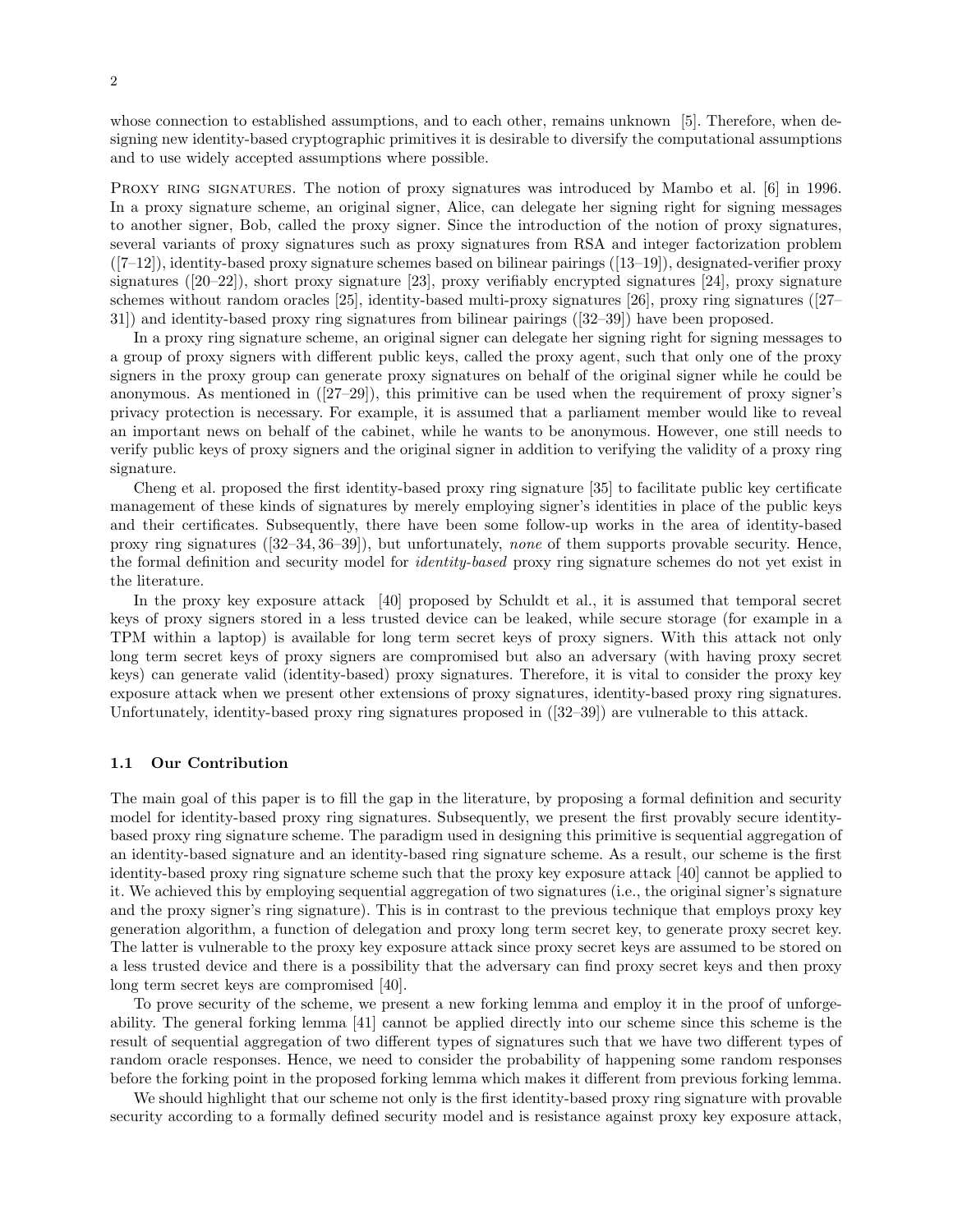whose connection to established assumptions, and to each other, remains unknown [5]. Therefore, when designing new identity-based cryptographic primitives it is desirable to diversify the computational assumptions and to use widely accepted assumptions where possible.

PROXY RING SIGNATURES. The notion of proxy signatures was introduced by Mambo et al. [6] in 1996. In a proxy signature scheme, an original signer, Alice, can delegate her signing right for signing messages to another signer, Bob, called the proxy signer. Since the introduction of the notion of proxy signatures, several variants of proxy signatures such as proxy signatures from RSA and integer factorization problem ([7–12]), identity-based proxy signature schemes based on bilinear pairings ([13–19]), designated-verifier proxy signatures ([20–22]), short proxy signature [23], proxy verifiably encrypted signatures [24], proxy signature schemes without random oracles [25], identity-based multi-proxy signatures [26], proxy ring signatures ([27–31]) and identity-based proxy ring signatures from bilinear pairings ([32–39]) have been proposed.

In a proxy ring signature scheme, an original signer can delegate her signing right for signing messages to a group of proxy signers with different public keys, called the proxy agent, such that only one of the proxy signers in the proxy group can generate proxy signatures on behalf of the original signer while he could be anonymous. As mentioned in ([27–29]), this primitive can be used when the requirement of proxy signer's privacy protection is necessary. For example, it is assumed that a parliament member would like to reveal an important news on behalf of the cabinet, while he wants to be anonymous. However, one still needs to verify public keys of proxy signers and the original signer in addition to verifying the validity of a proxy ring signature.

Cheng et al. proposed the first identity-based proxy ring signature [35] to facilitate public key certificate management of these kinds of signatures by merely employing signer's identities in place of the public keys and their certificates. Subsequently, there have been some follow-up works in the area of identity-based proxy ring signatures ([32–34, 36–39]), but unfortunately, *none* of them supports provable security. Hence, the formal definition and security model for *identity-based* proxy ring signature schemes do not yet exist in the literature.

In the proxy key exposure attack [40] proposed by Schuldt et al., it is assumed that temporal secret keys of proxy signers stored in a less trusted device can be leaked, while secure storage (for example in a TPM within a laptop) is available for long term secret keys of proxy signers. With this attack not only long term secret keys of proxy signers are compromised but also an adversary (with having proxy secret keys) can generate valid (identity-based) proxy signatures. Therefore, it is vital to consider the proxy key exposure attack when we present other extensions of proxy signatures, identity-based proxy ring signatures. Unfortunately, identity-based proxy ring signatures proposed in ([32–39]) are vulnerable to this attack.

### 1.1 Our Contribution

The main goal of this paper is to fill the gap in the literature, by proposing a formal definition and security model for identity-based proxy ring signatures. Subsequently, we present the first provably secure identity-based proxy ring signature scheme. The paradigm used in designing this primitive is sequential aggregation of an identity-based signature and an identity-based ring signature scheme. As a result, our scheme is the first identity-based proxy ring signature scheme such that the proxy key exposure attack [40] cannot be applied to it. We achieved this by employing sequential aggregation of two signatures (i.e., the original signer's signature and the proxy signer's ring signature). This is in contrast to the previous technique that employs proxy key generation algorithm, a function of delegation and proxy long term secret key, to generate proxy secret key. The latter is vulnerable to the proxy key exposure attack since proxy secret keys are assumed to be stored on a less trusted device and there is a possibility that the adversary can find proxy secret keys and then proxy long term secret keys are compromised [40].

To prove security of the scheme, we present a new forking lemma and employ it in the proof of unforgeability. The general forking lemma [41] cannot be applied directly into our scheme since this scheme is the result of sequential aggregation of two different types of signatures such that we have two different types of random oracle responses. Hence, we need to consider the probability of happening some random responses before the forking point in the proposed forking lemma which makes it different from previous forking lemma.

We should highlight that our scheme not only is the first identity-based proxy ring signature with provable security according to a formally defined security model and is resistance against proxy key exposure attack,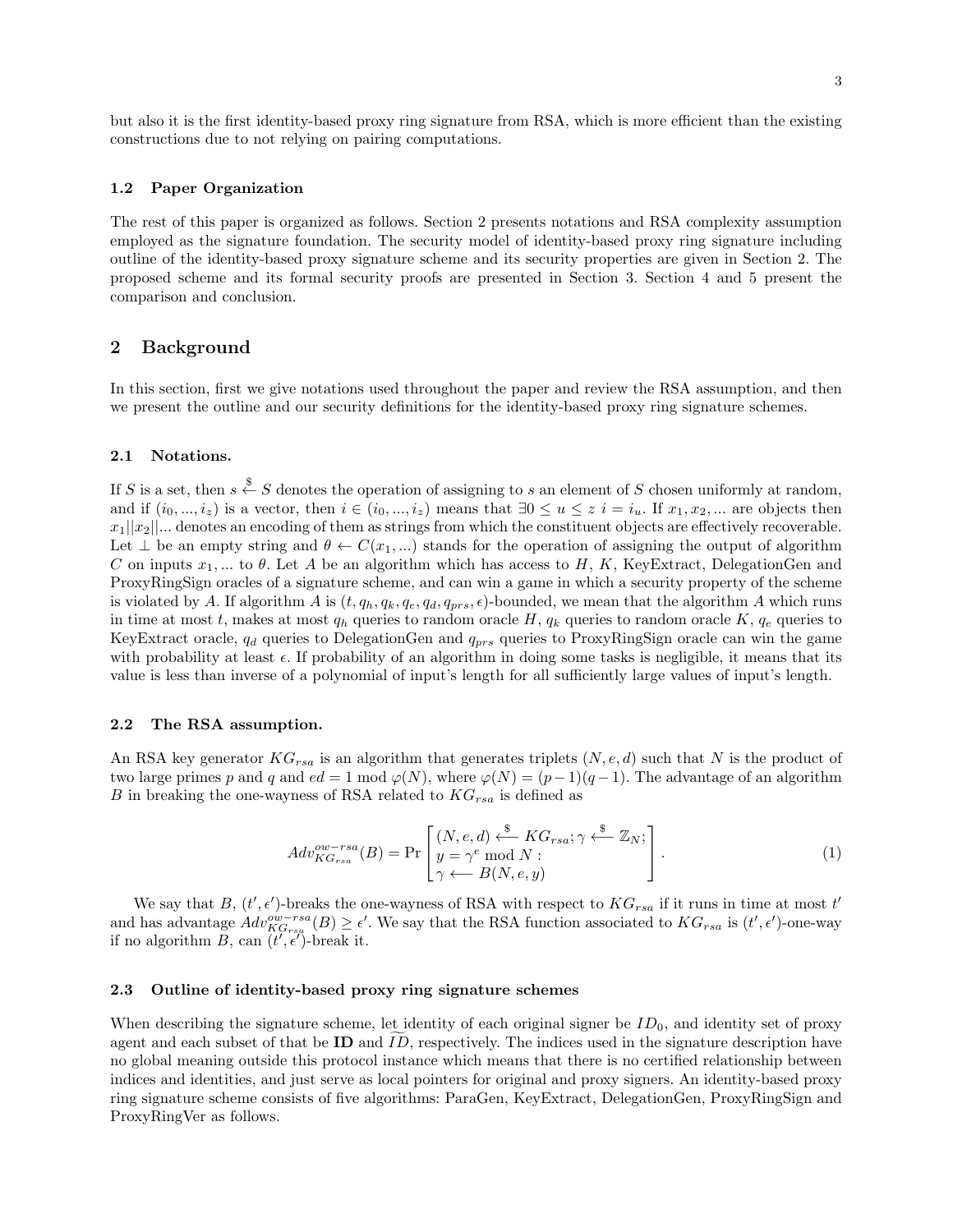but also it is the first identity-based proxy ring signature from RSA, which is more efficient than the existing constructions due to not relying on pairing computations.

### 1.2 Paper Organization

The rest of this paper is organized as follows. Section 2 presents notations and RSA complexity assumption employed as the signature foundation. The security model of identity-based proxy ring signature including outline of the identity-based proxy signature scheme and its security properties are given in Section 2. The proposed scheme and its formal security proofs are presented in Section 3. Section 4 and 5 present the comparison and conclusion.

## 2 Background

In this section, first we give notations used throughout the paper and review the RSA assumption, and then we present the outline and our security definitions for the identity-based proxy ring signature schemes.

### 2.1 Notations.

If $S$ is a set, then $s \xleftarrow{\$} S$ denotes the operation of assigning to $s$ an element of $S$ chosen uniformly at random, and if $(i_0, ..., i_z)$ is a vector, then $i \in (i_0, ..., i_z)$ means that $\exists 0 \leq u \leq z\ i = i_u$. If $x_1, x_2, ...$ are objects then $x_1||x_2||...$ denotes an encoding of them as strings from which the constituent objects are effectively recoverable. Let $\perp$ be an empty string and $\theta \leftarrow C(x_1, ...)$ stands for the operation of assigning the output of algorithm $C$ on inputs $x_1, ...$ to $\theta$. Let $A$ be an algorithm which has access to $H$, $K$, KeyExtract, DelegationGen and ProxyRingSign oracles of a signature scheme, and can win a game in which a security property of the scheme is violated by $A$. If algorithm $A$ is $(t, q_h, q_k, q_e, q_d, q_{prs}, \epsilon)$-bounded, we mean that the algorithm $A$ which runs in time at most $t$, makes at most $q_h$ queries to random oracle $H$, $q_k$ queries to random oracle $K$, $q_e$ queries to KeyExtract oracle, $q_d$ queries to DelegationGen and $q_{prs}$ queries to ProxyRingSign oracle can win the game with probability at least $\epsilon$. If probability of an algorithm in doing some tasks is negligible, it means that its value is less than inverse of a polynomial of input's length for all sufficiently large values of input's length.

### 2.2 The RSA assumption.

An RSA key generator $KG_{rsa}$ is an algorithm that generates triplets $(N, e, d)$ such that $N$ is the product of two large primes $p$ and $q$ and $ed = 1 \bmod \varphi(N)$, where $\varphi(N) = (p-1)(q-1)$. The advantage of an algorithm $B$ in breaking the one-wayness of RSA related to $KG_{rsa}$ is defined as

$$Adv^{ow-rsa}_{KG_{rsa}}(B) = \Pr\left[\begin{array}{l}(N, e, d) \xleftarrow{\$} KG_{rsa}; \gamma \xleftarrow{\$} \mathbb{Z}_N; \\ y = \gamma^e \bmod N: \\ \gamma \longleftarrow B(N, e, y)\end{array}\right]. \tag{1}$$

We say that $B$, $(t', \epsilon')$-breaks the one-wayness of RSA with respect to $KG_{rsa}$ if it runs in time at most $t'$ and has advantage $Adv^{ow-rsa}_{KG_{rsa}}(B) \geq \epsilon'$. We say that the RSA function associated to $KG_{rsa}$ is $(t', \epsilon')$-one-way if no algorithm $B$, can $(t', \epsilon')$-break it.

### 2.3 Outline of identity-based proxy ring signature schemes

When describing the signature scheme, let identity of each original signer be $ID_0$, and identity set of proxy agent and each subset of that be $\mathbf{ID}$ and $\widetilde{ID}$, respectively. The indices used in the signature description have no global meaning outside this protocol instance which means that there is no certified relationship between indices and identities, and just serve as local pointers for original and proxy signers. An identity-based proxy ring signature scheme consists of five algorithms: ParaGen, KeyExtract, DelegationGen, ProxyRingSign and ProxyRingVer as follows.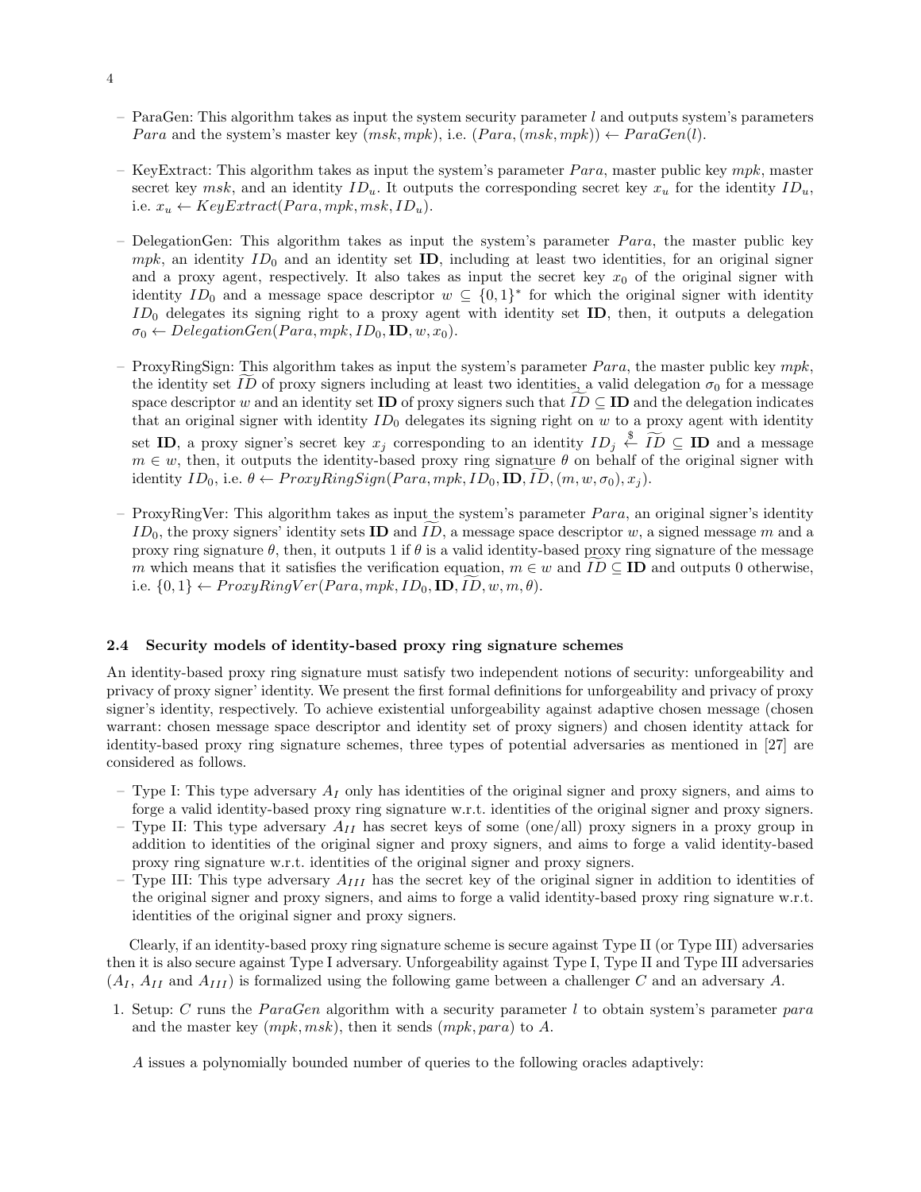– ParaGen: This algorithm takes as input the system security parameter $l$ and outputs system's parameters $Para$ and the system's master key $(msk, mpk)$, i.e. $(Para, (msk, mpk)) \leftarrow ParaGen(l)$.

– KeyExtract: This algorithm takes as input the system's parameter $Para$, master public key $mpk$, master secret key $msk$, and an identity $ID_u$. It outputs the corresponding secret key $x_u$ for the identity $ID_u$, i.e. $x_u \leftarrow KeyExtract(Para, mpk, msk, ID_u)$.

– DelegationGen: This algorithm takes as input the system's parameter $Para$, the master public key $mpk$, an identity $ID_0$ and an identity set $\mathbf{ID}$, including at least two identities, for an original signer and a proxy agent, respectively. It also takes as input the secret key $x_0$ of the original signer with identity $ID_0$ and a message space descriptor $w \subseteq \{0,1\}^*$ for which the original signer with identity $ID_0$ delegates its signing right to a proxy agent with identity set $\mathbf{ID}$, then, it outputs a delegation $\sigma_0 \leftarrow DelegationGen(Para, mpk, ID_0, \mathbf{ID}, w, x_0)$.

– ProxyRingSign: This algorithm takes as input the system's parameter $Para$, the master public key $mpk$, the identity set $\widetilde{ID}$ of proxy signers including at least two identities, a valid delegation $\sigma_0$ for a message space descriptor $w$ and an identity set $\mathbf{ID}$ of proxy signers such that $\widetilde{ID} \subseteq \mathbf{ID}$ and the delegation indicates that an original signer with identity $ID_0$ delegates its signing right on $w$ to a proxy agent with identity set $\mathbf{ID}$, a proxy signer's secret key $x_j$ corresponding to an identity $ID_j \xleftarrow{\$} \widetilde{ID} \subseteq \mathbf{ID}$ and a message $m \in w$, then, it outputs the identity-based proxy ring signature $\theta$ on behalf of the original signer with identity $ID_0$, i.e. $\theta \leftarrow ProxyRingSign(Para, mpk, ID_0, \mathbf{ID}, \widetilde{ID}, (m, w, \sigma_0), x_j)$.

– ProxyRingVer: This algorithm takes as input the system's parameter $Para$, an original signer's identity $ID_0$, the proxy signers' identity sets $\mathbf{ID}$ and $\widetilde{ID}$, a message space descriptor $w$, a signed message $m$ and a proxy ring signature $\theta$, then, it outputs 1 if $\theta$ is a valid identity-based proxy ring signature of the message $m$ which means that it satisfies the verification equation, $m \in w$ and $\widetilde{ID} \subseteq \mathbf{ID}$ and outputs 0 otherwise, i.e. $\{0,1\} \leftarrow ProxyRingVer(Para, mpk, ID_0, \mathbf{ID}, \widetilde{ID}, w, m, \theta)$.

### 2.4 Security models of identity-based proxy ring signature schemes

An identity-based proxy ring signature must satisfy two independent notions of security: unforgeability and privacy of proxy signer' identity. We present the first formal definitions for unforgeability and privacy of proxy signer's identity, respectively. To achieve existential unforgeability against adaptive chosen message (chosen warrant: chosen message space descriptor and identity set of proxy signers) and chosen identity attack for identity-based proxy ring signature schemes, three types of potential adversaries as mentioned in [27] are considered as follows.

– Type I: This type adversary $A_I$ only has identities of the original signer and proxy signers, and aims to forge a valid identity-based proxy ring signature w.r.t. identities of the original signer and proxy signers.
– Type II: This type adversary $A_{II}$ has secret keys of some (one/all) proxy signers in a proxy group in addition to identities of the original signer and proxy signers, and aims to forge a valid identity-based proxy ring signature w.r.t. identities of the original signer and proxy signers.
– Type III: This type adversary $A_{III}$ has the secret key of the original signer in addition to identities of the original signer and proxy signers, and aims to forge a valid identity-based proxy ring signature w.r.t. identities of the original signer and proxy signers.

Clearly, if an identity-based proxy ring signature scheme is secure against Type II (or Type III) adversaries then it is also secure against Type I adversary. Unforgeability against Type I, Type II and Type III adversaries ($A_I$, $A_{II}$ and $A_{III}$) is formalized using the following game between a challenger $C$ and an adversary $A$.

1. Setup: $C$ runs the $ParaGen$ algorithm with a security parameter $l$ to obtain system's parameter $para$ and the master key $(mpk, msk)$, then it sends $(mpk, para)$ to $A$.

   $A$ issues a polynomially bounded number of queries to the following oracles adaptively: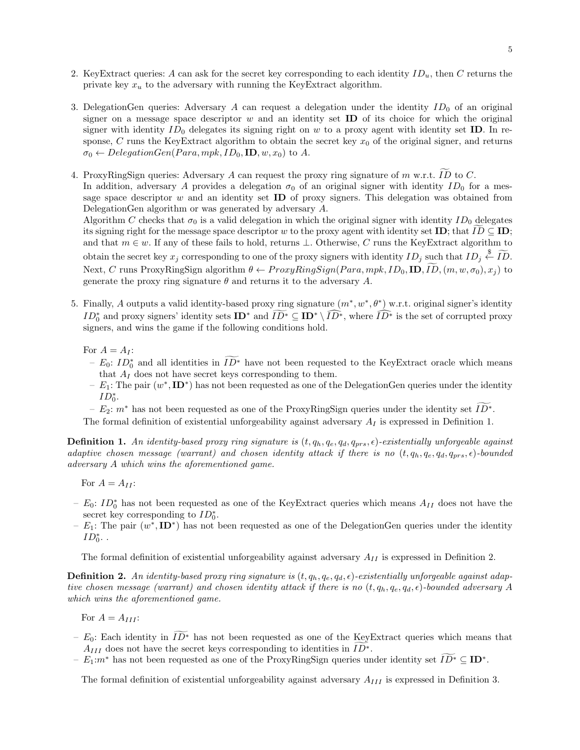2. KeyExtract queries: $A$ can ask for the secret key corresponding to each identity $ID_u$, then $C$ returns the private key $x_u$ to the adversary with running the KeyExtract algorithm.

3. DelegationGen queries: Adversary $A$ can request a delegation under the identity $ID_0$ of an original signer on a message space descriptor $w$ and an identity set $\mathbf{ID}$ of its choice for which the original signer with identity $ID_0$ delegates its signing right on $w$ to a proxy agent with identity set $\mathbf{ID}$. In response, $C$ runs the KeyExtract algorithm to obtain the secret key $x_0$ of the original signer, and returns $\sigma_0 \leftarrow DelegationGen(Para, mpk, ID_0, \mathbf{ID}, w, x_0)$ to $A$.

4. ProxyRingSign queries: Adversary $A$ can request the proxy ring signature of $m$ w.r.t. $\widetilde{ID}$ to $C$. In addition, adversary $A$ provides a delegation $\sigma_0$ of an original signer with identity $ID_0$ for a message space descriptor $w$ and an identity set $\mathbf{ID}$ of proxy signers. This delegation was obtained from DelegationGen algorithm or was generated by adversary $A$.
Algorithm $C$ checks that $\sigma_0$ is a valid delegation in which the original signer with identity $ID_0$ delegates its signing right for the message space descriptor $w$ to the proxy agent with identity set $\mathbf{ID}$; that $\widetilde{ID} \subseteq \mathbf{ID}$; and that $m \in w$. If any of these fails to hold, returns $\perp$. Otherwise, $C$ runs the KeyExtract algorithm to obtain the secret key $x_j$ corresponding to one of the proxy signers with identity $ID_j$ such that $ID_j \xleftarrow{\$} \widetilde{ID}$. Next, $C$ runs ProxyRingSign algorithm $\theta \leftarrow ProxyRingSign(Para, mpk, ID_0, \mathbf{ID}, \widetilde{ID}, (m, w, \sigma_0), x_j)$ to generate the proxy ring signature $\theta$ and returns it to the adversary $A$.

5. Finally, $A$ outputs a valid identity-based proxy ring signature $(m^*, w^*, \theta^*)$ w.r.t. original signer's identity $ID_0^*$ and proxy signers' identity sets $\mathbf{ID}^*$ and $\widetilde{ID^*} \subseteq \mathbf{ID}^* \setminus \widehat{ID^*}$, where $\widehat{ID^*}$ is the set of corrupted proxy signers, and wins the game if the following conditions hold.

   For $A = A_I$:
   - $E_0$: $ID_0^*$ and all identities in $\widetilde{ID^*}$ have not been requested to the KeyExtract oracle which means that $A_I$ does not have secret keys corresponding to them.
   - $E_1$: The pair $(w^*, \mathbf{ID}^*)$ has not been requested as one of the DelegationGen queries under the identity $ID_0^*$.
   - $E_2$: $m^*$ has not been requested as one of the ProxyRingSign queries under the identity set $\widetilde{ID^*}$.

   The formal definition of existential unforgeability against adversary $A_I$ is expressed in Definition 1.

**Definition 1.** *An identity-based proxy ring signature is $(t, q_h, q_e, q_d, q_{prs}, \epsilon)$-existentially unforgeable against adaptive chosen message (warrant) and chosen identity attack if there is no $(t, q_h, q_e, q_d, q_{prs}, \epsilon)$-bounded adversary $A$ which wins the aforementioned game.*

For $A = A_{II}$:

- $E_0$: $ID_0^*$ has not been requested as one of the KeyExtract queries which means $A_{II}$ does not have the secret key corresponding to $ID_0^*$.
- $E_1$: The pair $(w^*, \mathbf{ID}^*)$ has not been requested as one of the DelegationGen queries under the identity $ID_0^*$. .

The formal definition of existential unforgeability against adversary $A_{II}$ is expressed in Definition 2.

**Definition 2.** *An identity-based proxy ring signature is $(t, q_h, q_e, q_d, \epsilon)$-existentially unforgeable against adaptive chosen message (warrant) and chosen identity attack if there is no $(t, q_h, q_e, q_d, \epsilon)$-bounded adversary $A$ which wins the aforementioned game.*

For $A = A_{III}$:

- $E_0$: Each identity in $\widetilde{ID^*}$ has not been requested as one of the KeyExtract queries which means that $A_{III}$ does not have the secret keys corresponding to identities in $\widetilde{ID^*}$.
- $E_1$:$m^*$ has not been requested as one of the ProxyRingSign queries under identity set $\widetilde{ID^*} \subseteq \mathbf{ID}^*$.

The formal definition of existential unforgeability against adversary $A_{III}$ is expressed in Definition 3.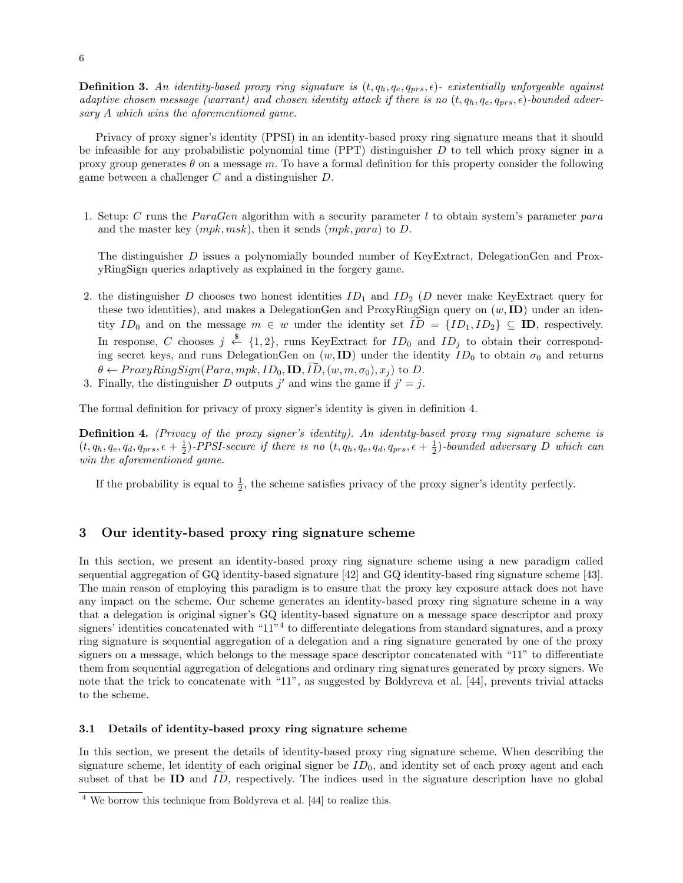**Definition 3.** *An identity-based proxy ring signature is $(t, q_h, q_e, q_{prs}, \epsilon)$- existentially unforgeable against adaptive chosen message (warrant) and chosen identity attack if there is no $(t, q_h, q_e, q_{prs}, \epsilon)$-bounded adversary A which wins the aforementioned game.*

Privacy of proxy signer's identity (PPSI) in an identity-based proxy ring signature means that it should be infeasible for any probabilistic polynomial time (PPT) distinguisher $D$ to tell which proxy signer in a proxy group generates $\theta$ on a message $m$. To have a formal definition for this property consider the following game between a challenger $C$ and a distinguisher $D$.

1. Setup: $C$ runs the $ParaGen$ algorithm with a security parameter $l$ to obtain system's parameter $para$ and the master key $(mpk, msk)$, then it sends $(mpk, para)$ to $D$.

   The distinguisher $D$ issues a polynomially bounded number of KeyExtract, DelegationGen and ProxyRingSign queries adaptively as explained in the forgery game.

2. the distinguisher $D$ chooses two honest identities $ID_1$ and $ID_2$ ($D$ never make KeyExtract query for these two identities), and makes a DelegationGen and ProxyRingSign query on $(w, \mathbf{ID})$ under an identity $ID_0$ and on the message $m \in w$ under the identity set $\widetilde{ID} = \{ID_1, ID_2\} \subseteq \mathbf{ID}$, respectively. In response, $C$ chooses $j \xleftarrow{\$} \{1, 2\}$, runs KeyExtract for $ID_0$ and $ID_j$ to obtain their corresponding secret keys, and runs DelegationGen on $(w, \mathbf{ID})$ under the identity $ID_0$ to obtain $\sigma_0$ and returns $\theta \leftarrow ProxyRingSign(Para, mpk, ID_0, \mathbf{ID}, \widetilde{ID}, (w, m, \sigma_0), x_j)$ to $D$.
3. Finally, the distinguisher $D$ outputs $j'$ and wins the game if $j' = j$.

The formal definition for privacy of proxy signer's identity is given in definition 4.

**Definition 4.** *(Privacy of the proxy signer's identity). An identity-based proxy ring signature scheme is $(t, q_h, q_e, q_d, q_{prs}, \epsilon + \frac{1}{2})$-PPSI-secure if there is no $(t, q_h, q_e, q_d, q_{prs}, \epsilon + \frac{1}{2})$-bounded adversary $D$ which can win the aforementioned game.*

If the probability is equal to $\frac{1}{2}$, the scheme satisfies privacy of the proxy signer's identity perfectly.

## 3 Our identity-based proxy ring signature scheme

In this section, we present an identity-based proxy ring signature scheme using a new paradigm called sequential aggregation of GQ identity-based signature [42] and GQ identity-based ring signature scheme [43]. The main reason of employing this paradigm is to ensure that the proxy key exposure attack does not have any impact on the scheme. Our scheme generates an identity-based proxy ring signature scheme in a way that a delegation is original signer's GQ identity-based signature on a message space descriptor and proxy signers' identities concatenated with "11"[4] to differentiate delegations from standard signatures, and a proxy ring signature is sequential aggregation of a delegation and a ring signature generated by one of the proxy signers on a message, which belongs to the message space descriptor concatenated with "11" to differentiate them from sequential aggregation of delegations and ordinary ring signatures generated by proxy signers. We note that the trick to concatenate with "11", as suggested by Boldyreva et al. [44], prevents trivial attacks to the scheme.

### 3.1 Details of identity-based proxy ring signature scheme

In this section, we present the details of identity-based proxy ring signature scheme. When describing the signature scheme, let identity of each original signer be $ID_0$, and identity set of each proxy agent and each subset of that be $\mathbf{ID}$ and $\widetilde{ID}$, respectively. The indices used in the signature description have no global

[4] We borrow this technique from Boldyreva et al. [44] to realize this.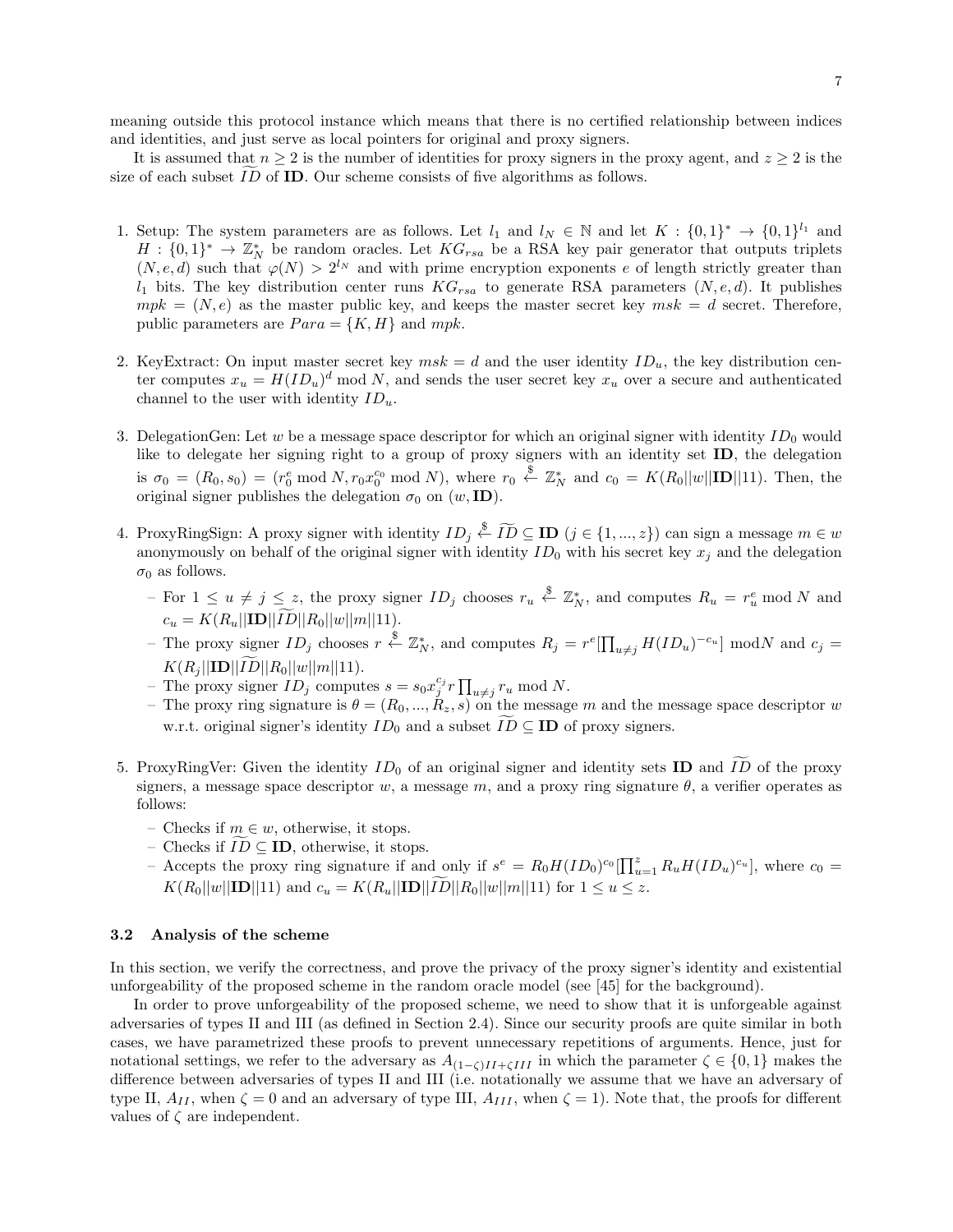meaning outside this protocol instance which means that there is no certified relationship between indices and identities, and just serve as local pointers for original and proxy signers.

It is assumed that $n \geq 2$ is the number of identities for proxy signers in the proxy agent, and $z \geq 2$ is the size of each subset $\widetilde{ID}$ of $\mathbf{ID}$. Our scheme consists of five algorithms as follows.

1. Setup: The system parameters are as follows. Let $l_1$ and $l_N \in \mathbb{N}$ and let $K : \{0,1\}^* \to \{0,1\}^{l_1}$ and $H : \{0,1\}^* \to \mathbb{Z}_N^*$ be random oracles. Let $KG_{rsa}$ be a RSA key pair generator that outputs triplets $(N, e, d)$ such that $\varphi(N) > 2^{l_N}$ and with prime encryption exponents $e$ of length strictly greater than $l_1$ bits. The key distribution center runs $KG_{rsa}$ to generate RSA parameters $(N, e, d)$. It publishes $mpk = (N, e)$ as the master public key, and keeps the master secret key $msk = d$ secret. Therefore, public parameters are $Para = \{K, H\}$ and $mpk$.

2. KeyExtract: On input master secret key $msk = d$ and the user identity $ID_u$, the key distribution center computes $x_u = H(ID_u)^d \bmod N$, and sends the user secret key $x_u$ over a secure and authenticated channel to the user with identity $ID_u$.

3. DelegationGen: Let $w$ be a message space descriptor for which an original signer with identity $ID_0$ would like to delegate her signing right to a group of proxy signers with an identity set $\mathbf{ID}$, the delegation is $\sigma_0 = (R_0, s_0) = (r_0^e \bmod N, r_0 x_0^{c_0} \bmod N)$, where $r_0 \overset{\$}{\leftarrow} \mathbb{Z}_N^*$ and $c_0 = K(R_0||w||\mathbf{ID}||11)$. Then, the original signer publishes the delegation $\sigma_0$ on $(w, \mathbf{ID})$.

4. ProxyRingSign: A proxy signer with identity $ID_j \overset{\$}{\leftarrow} \widetilde{ID} \subseteq \mathbf{ID}$ $(j \in \{1, ..., z\})$ can sign a message $m \in w$ anonymously on behalf of the original signer with identity $ID_0$ with his secret key $x_j$ and the delegation $\sigma_0$ as follows:
   - For $1 \leq u \neq j \leq z$, the proxy signer $ID_j$ chooses $r_u \overset{\$}{\leftarrow} \mathbb{Z}_N^*$, and computes $R_u = r_u^e \bmod N$ and $c_u = K(R_u||\mathbf{ID}||\widetilde{ID}||R_0||w||m||11)$.
   - The proxy signer $ID_j$ chooses $r \overset{\$}{\leftarrow} \mathbb{Z}_N^*$, and computes $R_j = r^e[\prod_{u \neq j} H(ID_u)^{-c_u}] \bmod N$ and $c_j = K(R_j||\mathbf{ID}||\widetilde{ID}||R_0||w||m||11)$.
   - The proxy signer $ID_j$ computes $s = s_0 x_j^{c_j} r \prod_{u \neq j} r_u \bmod N$.
   - The proxy ring signature is $\theta = (R_0, ..., R_z, s)$ on the message $m$ and the message space descriptor $w$ w.r.t. original signer's identity $ID_0$ and a subset $\widetilde{ID} \subseteq \mathbf{ID}$ of proxy signers.

5. ProxyRingVer: Given the identity $ID_0$ of an original signer and identity sets $\mathbf{ID}$ and $\widetilde{ID}$ of the proxy signers, a message space descriptor $w$, a message $m$, and a proxy ring signature $\theta$, a verifier operates as follows:
   - Checks if $m \in w$, otherwise, it stops.
   - Checks if $\widetilde{ID} \subseteq \mathbf{ID}$, otherwise, it stops.
   - Accepts the proxy ring signature if and only if $s^e = R_0 H(ID_0)^{c_0}[\prod_{u=1}^{z} R_u H(ID_u)^{c_u}]$, where $c_0 = K(R_0||w||\mathbf{ID}||11)$ and $c_u = K(R_u||\mathbf{ID}||\widetilde{ID}||R_0||w||m||11)$ for $1 \leq u \leq z$.

### 3.2 Analysis of the scheme

In this section, we verify the correctness, and prove the privacy of the proxy signer's identity and existential unforgeability of the proposed scheme in the random oracle model (see [45] for the background).

In order to prove unforgeability of the proposed scheme, we need to show that it is unforgeable against adversaries of types II and III (as defined in Section 2.4). Since our security proofs are quite similar in both cases, we have parametrized these proofs to prevent unnecessary repetitions of arguments. Hence, just for notational settings, we refer to the adversary as $A_{(1-\zeta)II+\zeta III}$ in which the parameter $\zeta \in \{0,1\}$ makes the difference between adversaries of types II and III (i.e. notationally we assume that we have an adversary of type II, $A_{II}$, when $\zeta = 0$ and an adversary of type III, $A_{III}$, when $\zeta = 1$). Note that, the proofs for different values of $\zeta$ are independent.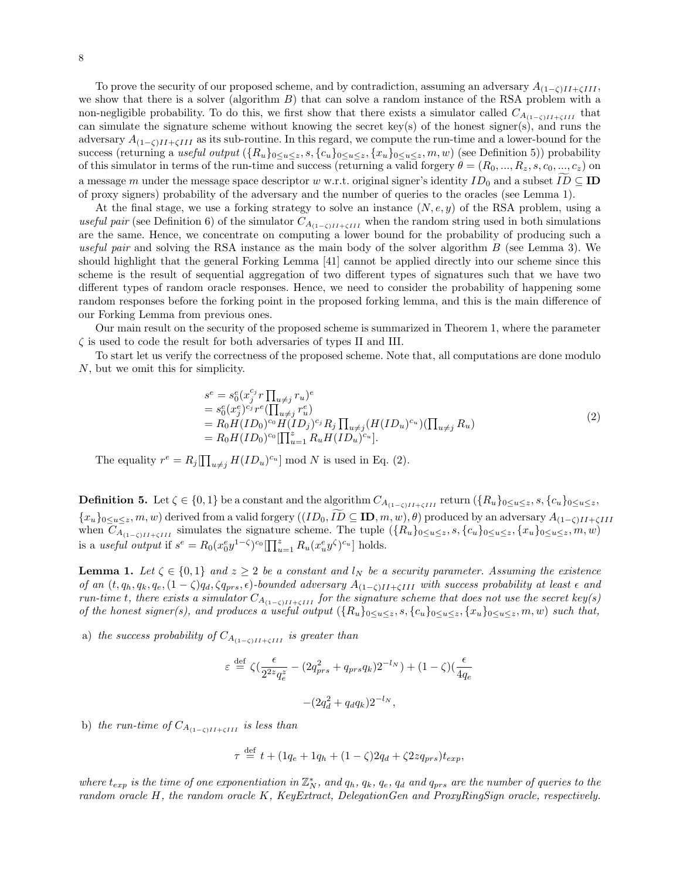To prove the security of our proposed scheme, and by contradiction, assuming an adversary $A_{(1-\zeta)II+\zeta III}$, we show that there is a solver (algorithm $B$) that can solve a random instance of the RSA problem with a non-negligible probability. To do this, we first show that there exists a simulator called $C_{A_{(1-\zeta)II+\zeta III}}$ that can simulate the signature scheme without knowing the secret key(s) of the honest signer(s), and runs the adversary $A_{(1-\zeta)II+\zeta III}$ as its sub-routine. In this regard, we compute the run-time and a lower-bound for the success (returning a *useful output* $(\{R_u\}_{0\leq u\leq z}, s, \{c_u\}_{0\leq u\leq z}, \{x_u\}_{0\leq u\leq z}, m, w)$ (see Definition 5)) probability of this simulator in terms of the run-time and success (returning a valid forgery $\theta = (R_0, ..., R_z, s, c_0, ..., c_z)$ on a message $m$ under the message space descriptor $w$ w.r.t. original signer's identity $ID_0$ and a subset $\widetilde{ID} \subseteq \mathbf{ID}$ of proxy signers) probability of the adversary and the number of queries to the oracles (see Lemma 1).

At the final stage, we use a forking strategy to solve an instance $(N, e, y)$ of the RSA problem, using a *useful pair* (see Definition 6) of the simulator $C_{A_{(1-\zeta)II+\zeta III}}$ when the random string used in both simulations are the same. Hence, we concentrate on computing a lower bound for the probability of producing such a *useful pair* and solving the RSA instance as the main body of the solver algorithm $B$ (see Lemma 3). We should highlight that the general Forking Lemma [41] cannot be applied directly into our scheme since this scheme is the result of sequential aggregation of two different types of signatures such that we have two different types of random oracle responses. Hence, we need to consider the probability of happening some random responses before the forking point in the proposed forking lemma, and this is the main difference of our Forking Lemma from previous ones.

Our main result on the security of the proposed scheme is summarized in Theorem 1, where the parameter $\zeta$ is used to code the result for both adversaries of types II and III.

To start let us verify the correctness of the proposed scheme. Note that, all computations are done modulo $N$, but we omit this for simplicity.

$$
\begin{aligned}
s^e &= s_0^e (x_j^{c_j} r \textstyle\prod_{u\neq j} r_u)^e \\
&= s_0^e (x_j^e)^{c_j} r^e (\textstyle\prod_{u\neq j} r_u^e) \\
&= R_0 H(ID_0)^{c_0} H(ID_j)^{c_j} R_j \textstyle\prod_{u\neq j} (H(ID_u)^{c_u}) (\textstyle\prod_{u\neq j} R_u) \\
&= R_0 H(ID_0)^{c_0} [\textstyle\prod_{u=1}^{z} R_u H(ID_u)^{c_u}].
\end{aligned}
\tag{2}
$$

The equality $r^e = R_j[\prod_{u\neq j} H(ID_u)^{c_u}] \bmod N$ is used in Eq. (2).

**Definition 5.** Let $\zeta \in \{0, 1\}$ be a constant and the algorithm $C_{A_{(1-\zeta)II+\zeta III}}$ return $(\{R_u\}_{0\leq u\leq z}, s, \{c_u\}_{0\leq u\leq z}, \{x_u\}_{0\leq u\leq z}, m, w)$ derived from a valid forgery $((ID_0, \widetilde{ID} \subseteq \mathbf{ID}, m, w), \theta)$ produced by an adversary $A_{(1-\zeta)II+\zeta III}$ when $C_{A_{(1-\zeta)II+\zeta III}}$ simulates the signature scheme. The tuple $(\{R_u\}_{0\leq u\leq z}, s, \{c_u\}_{0\leq u\leq z}, \{x_u\}_{0\leq u\leq z}, m, w)$ is a *useful output* if $s^e = R_0(x_0^e y^{1-\zeta})^{c_0}[\prod_{u=1}^{z} R_u (x_u^e y^{\zeta})^{c_u}]$ holds.

**Lemma 1.** *Let $\zeta \in \{0, 1\}$ and $z \geq 2$ be a constant and $l_N$ be a security parameter. Assuming the existence of an $(t, q_h, q_k, q_e, (1-\zeta)q_d, \zeta q_{prs}, \epsilon)$-bounded adversary $A_{(1-\zeta)II+\zeta III}$ with success probability at least $\epsilon$ and run-time $t$, there exists a simulator $C_{A_{(1-\zeta)II+\zeta III}}$ for the signature scheme that does not use the secret key(s) of the honest signer(s), and produces a useful output $(\{R_u\}_{0\leq u\leq z}, s, \{c_u\}_{0\leq u\leq z}, \{x_u\}_{0\leq u\leq z}, m, w)$ such that,*

a) *the success probability of $C_{A_{(1-\zeta)II+\zeta III}}$ is greater than*

$$
\varepsilon \stackrel{\text{def}}{=} \zeta\left(\frac{\epsilon}{2^{2z} q_e^z} - (2q_{prs}^2 + q_{prs} q_k) 2^{-l_N}\right) + (1-\zeta)\left(\frac{\epsilon}{4q_e} - (2q_d^2 + q_d q_k) 2^{-l_N}\right),
$$

b) *the run-time of $C_{A_{(1-\zeta)II+\zeta III}}$ is less than*

$$
\tau \stackrel{\text{def}}{=} t + (1q_e + 1q_h + (1-\zeta)2q_d + \zeta 2z q_{prs}) t_{exp},
$$

*where $t_{exp}$ is the time of one exponentiation in $\mathbb{Z}_N^*$, and $q_h$, $q_k$, $q_e$, $q_d$ and $q_{prs}$ are the number of queries to the random oracle $H$, the random oracle $K$, KeyExtract, DelegationGen and ProxyRingSign oracle, respectively.*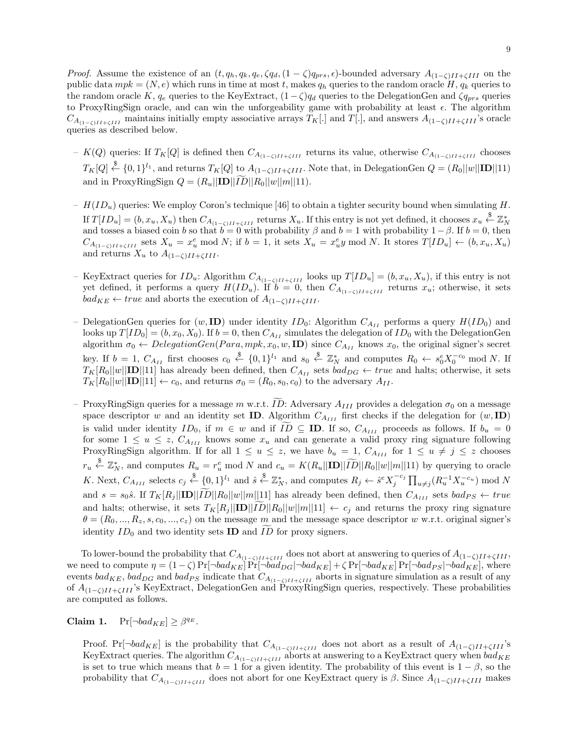*Proof.* Assume the existence of an $(t, q_h, q_k, q_e, \zeta q_d, (1-\zeta)q_{prs}, \epsilon)$-bounded adversary $A_{(1-\zeta)II+\zeta III}$ on the public data $mpk = (N, e)$ which runs in time at most $t$, makes $q_h$ queries to the random oracle $H$, $q_k$ queries to the random oracle $K$, $q_e$ queries to the KeyExtract, $(1-\zeta)q_d$ queries to the DelegationGen and $\zeta q_{prs}$ queries to ProxyRingSign oracle, and can win the unforgeability game with probability at least $\epsilon$. The algorithm $C_{A_{(1-\zeta)II+\zeta III}}$ maintains initially empty associative arrays $T_K[.]$ and $T[.]$, and answers $A_{(1-\zeta)II+\zeta III}$'s oracle queries as described below.

- $K(Q)$ queries: If $T_K[Q]$ is defined then $C_{A_{(1-\zeta)II+\zeta III}}$ returns its value, otherwise $C_{A_{(1-\zeta)II+\zeta III}}$ chooses $T_K[Q] \xleftarrow{\$} \{0,1\}^{l_1}$, and returns $T_K[Q]$ to $A_{(1-\zeta)II+\zeta III}$. Note that, in DelegationGen $Q = (R_0||w||\mathbf{ID}||11)$ and in ProxyRingSign $Q = (R_u||\mathbf{ID}||\widetilde{ID}||R_0||w||m||11)$.

- $H(ID_u)$ queries: We employ Coron's technique [46] to obtain a tighter security bound when simulating $H$. If $T[ID_u] = (b, x_u, X_u)$ then $C_{A_{(1-\zeta)II+\zeta III}}$ returns $X_u$. If this entry is not yet defined, it chooses $x_u \xleftarrow{\$} \mathbb{Z}_N^*$ and tosses a biased coin $b$ so that $b = 0$ with probability $\beta$ and $b = 1$ with probability $1-\beta$. If $b = 0$, then $C_{A_{(1-\zeta)II+\zeta III}}$ sets $X_u = x_u^e \bmod N$; if $b = 1$, it sets $X_u = x_u^e y \bmod N$. It stores $T[ID_u] \leftarrow (b, x_u, X_u)$ and returns $X_u$ to $A_{(1-\zeta)II+\zeta III}$.

- KeyExtract queries for $ID_u$: Algorithm $C_{A_{(1-\zeta)II+\zeta III}}$ looks up $T[ID_u] = (b, x_u, X_u)$, if this entry is not yet defined, it performs a query $H(ID_u)$. If $b = 0$, then $C_{A_{(1-\zeta)II+\zeta III}}$ returns $x_u$; otherwise, it sets $bad_{KE} \leftarrow true$ and aborts the execution of $A_{(1-\zeta)II+\zeta III}$.

- DelegationGen queries for $(w, \mathbf{ID})$ under identity $ID_0$: Algorithm $C_{A_{II}}$ performs a query $H(ID_0)$ and looks up $T[ID_0] = (b, x_0, X_0)$. If $b = 0$, then $C_{A_{II}}$ simulates the delegation of $ID_0$ with the DelegationGen algorithm $\sigma_0 \leftarrow DelegationGen(Para, mpk, x_0, w, \mathbf{ID})$ since $C_{A_{II}}$ knows $x_0$, the original signer's secret key. If $b = 1$, $C_{A_{II}}$ first chooses $c_0 \xleftarrow{\$} \{0,1\}^{l_1}$ and $s_0 \xleftarrow{\$} \mathbb{Z}_N^*$ and computes $R_0 \leftarrow s_0^e X_0^{-c_0} \bmod N$. If $T_K[R_0||w||\mathbf{ID}||11]$ has already been defined, then $C_{A_{II}}$ sets $bad_{DG} \leftarrow true$ and halts; otherwise, it sets $T_K[R_0||w||\mathbf{ID}||11] \leftarrow c_0$, and returns $\sigma_0 = (R_0, s_0, c_0)$ to the adversary $A_{II}$.

- ProxyRingSign queries for a message $m$ w.r.t. $\widetilde{ID}$: Adversary $A_{III}$ provides a delegation $\sigma_0$ on a message space descriptor $w$ and an identity set $\mathbf{ID}$. Algorithm $C_{A_{III}}$ first checks if the delegation for $(w, \mathbf{ID})$ is valid under identity $ID_0$, if $m \in w$ and if $\widetilde{ID} \subseteq \mathbf{ID}$. If so, $C_{A_{III}}$ proceeds as follows. If $b_u = 0$ for some $1 \leq u \leq z$, $C_{A_{III}}$ knows some $x_u$ and can generate a valid proxy ring signature following ProxyRingSign algorithm. If for all $1 \leq u \leq z$, we have $b_u = 1$, $C_{A_{III}}$ for $1 \leq u \neq j \leq z$ chooses $r_u \xleftarrow{\$} \mathbb{Z}_N^*$, and computes $R_u = r_u^e \bmod N$ and $c_u = K(R_u||\mathbf{ID}||\widetilde{ID}||R_0||w||m||11)$ by querying to oracle $K$. Next, $C_{A_{III}}$ selects $c_j \xleftarrow{\$} \{0,1\}^{l_1}$ and $\hat{s} \xleftarrow{\$} \mathbb{Z}_N^*$, and computes $R_j \leftarrow \hat{s}^e X_j^{-c_j} \prod_{u \neq j}(R_u^{-1} X_u^{-c_u}) \bmod N$ and $s = s_0 \hat{s}$. If $T_K[R_j||\mathbf{ID}||\widetilde{ID}||R_0||w||m||11]$ has already been defined, then $C_{A_{III}}$ sets $bad_{PS} \leftarrow true$ and halts; otherwise, it sets $T_K[R_j||\mathbf{ID}||\widetilde{ID}||R_0||w||m||11] \leftarrow c_j$ and returns the proxy ring signature $\theta = (R_0, ..., R_z, s, c_0, ..., c_z)$ on the message $m$ and the message space descriptor $w$ w.r.t. original signer's identity $ID_0$ and two identity sets $\mathbf{ID}$ and $\widetilde{ID}$ for proxy signers.

To lower-bound the probability that $C_{A_{(1-\zeta)II+\zeta III}}$ does not abort at answering to queries of $A_{(1-\zeta)II+\zeta III}$, we need to compute $\eta = (1-\zeta)\Pr[\neg bad_{KE}]\Pr[\neg bad_{DG}|\neg bad_{KE}] + \zeta \Pr[\neg bad_{KE}]\Pr[\neg bad_{PS}|\neg bad_{KE}]$, where events $bad_{KE}$, $bad_{DG}$ and $bad_{PS}$ indicate that $C_{A_{(1-\zeta)II+\zeta III}}$ aborts in signature simulation as a result of any of $A_{(1-\zeta)II+\zeta III}$'s KeyExtract, DelegationGen and ProxyRingSign queries, respectively. These probabilities are computed as follows.

**Claim 1.** $\Pr[\neg bad_{KE}] \geq \beta^{q_E}$.

Proof. $\Pr[\neg bad_{KE}]$ is the probability that $C_{A_{(1-\zeta)II+\zeta III}}$ does not abort as a result of $A_{(1-\zeta)II+\zeta III}$'s KeyExtract queries. The algorithm $C_{A_{(1-\zeta)II+\zeta III}}$ aborts at answering to a KeyExtract query when $bad_{KE}$ is set to true which means that $b = 1$ for a given identity. The probability of this event is $1-\beta$, so the probability that $C_{A_{(1-\zeta)II+\zeta III}}$ does not abort for one KeyExtract query is $\beta$. Since $A_{(1-\zeta)II+\zeta III}$ makes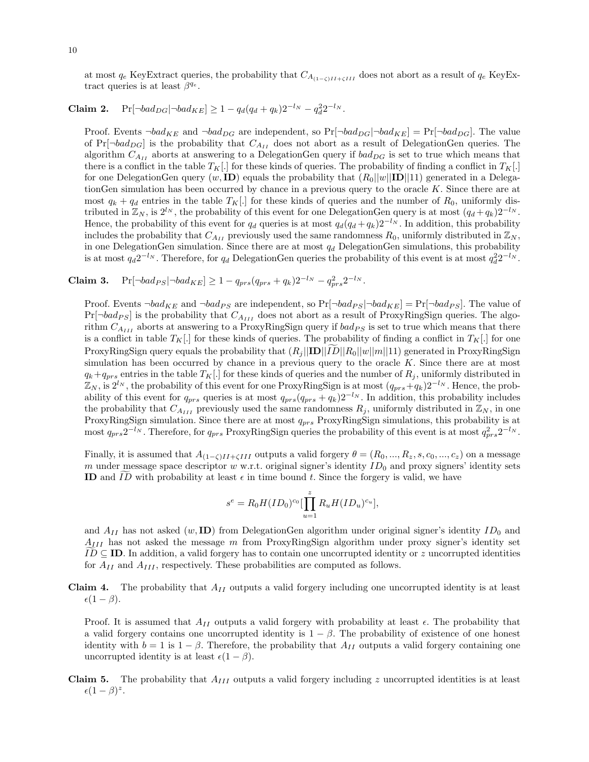at most $q_e$ KeyExtract queries, the probability that $C_{A_{(1-\zeta)II+\zeta III}}$ does not abort as a result of $q_e$ KeyExtract queries is at least $\beta^{q_e}$.

**Claim 2.** $\Pr[\neg bad_{DG}|\neg bad_{KE}] \geq 1 - q_d(q_d + q_k)2^{-l_N} - q_d^2 2^{-l_N}$.

Proof. Events $\neg bad_{KE}$ and $\neg bad_{DG}$ are independent, so $\Pr[\neg bad_{DG}|\neg bad_{KE}] = \Pr[\neg bad_{DG}]$. The value of $\Pr[\neg bad_{DG}]$ is the probability that $C_{A_{II}}$ does not abort as a result of DelegationGen queries. The algorithm $C_{A_{II}}$ aborts at answering to a DelegationGen query if $bad_{DG}$ is set to true which means that there is a conflict in the table $T_K[.]$ for these kinds of queries. The probability of finding a conflict in $T_K[.]$ for one DelegationGen query $(w, \mathbf{ID})$ equals the probability that $(R_0||w||\mathbf{ID}||11)$ generated in a DelegationGen simulation has been occurred by chance in a previous query to the oracle $K$. Since there are at most $q_k + q_d$ entries in the table $T_K[.]$ for these kinds of queries and the number of $R_0$, uniformly distributed in $\mathbb{Z}_N$, is $2^{l_N}$, the probability of this event for one DelegationGen query is at most $(q_d + q_k)2^{-l_N}$. Hence, the probability of this event for $q_d$ queries is at most $q_d(q_d + q_k)2^{-l_N}$. In addition, this probability includes the probability that $C_{A_{II}}$ previously used the same randomness $R_0$, uniformly distributed in $\mathbb{Z}_N$, in one DelegationGen simulation. Since there are at most $q_d$ DelegationGen simulations, this probability is at most $q_d 2^{-l_N}$. Therefore, for $q_d$ DelegationGen queries the probability of this event is at most $q_d^2 2^{-l_N}$.

**Claim 3.** $\Pr[\neg bad_{PS}|\neg bad_{KE}] \geq 1 - q_{prs}(q_{prs} + q_k)2^{-l_N} - q_{prs}^2 2^{-l_N}$.

Proof. Events $\neg bad_{KE}$ and $\neg bad_{PS}$ are independent, so $\Pr[\neg bad_{PS}|\neg bad_{KE}] = \Pr[\neg bad_{PS}]$. The value of $\Pr[\neg bad_{PS}]$ is the probability that $C_{A_{III}}$ does not abort as a result of ProxyRingSign queries. The algorithm $C_{A_{III}}$ aborts at answering to a ProxyRingSign query if $bad_{PS}$ is set to true which means that there is a conflict in table $T_K[.]$ for these kinds of queries. The probability of finding a conflict in $T_K[.]$ for one ProxyRingSign query equals the probability that $(R_j||\mathbf{ID}||\widetilde{ID}||R_0||w||m||11)$ generated in ProxyRingSign simulation has been occurred by chance in a previous query to the oracle $K$. Since there are at most $q_k + q_{prs}$ entries in the table $T_K[.]$ for these kinds of queries and the number of $R_j$, uniformly distributed in $\mathbb{Z}_N$, is $2^{l_N}$, the probability of this event for one ProxyRingSign is at most $(q_{prs} + q_k)2^{-l_N}$. Hence, the probability of this event for $q_{prs}$ queries is at most $q_{prs}(q_{prs} + q_k)2^{-l_N}$. In addition, this probability includes the probability that $C_{A_{III}}$ previously used the same randomness $R_j$, uniformly distributed in $\mathbb{Z}_N$, in one ProxyRingSign simulation. Since there are at most $q_{prs}$ ProxyRingSign simulations, this probability is at most $q_{prs}2^{-l_N}$. Therefore, for $q_{prs}$ ProxyRingSign queries the probability of this event is at most $q_{prs}^2 2^{-l_N}$.

Finally, it is assumed that $A_{(1-\zeta)II+\zeta III}$ outputs a valid forgery $\theta = (R_0, ..., R_z, s, c_0, ..., c_z)$ on a message $m$ under message space descriptor $w$ w.r.t. original signer's identity $ID_0$ and proxy signers' identity sets $\mathbf{ID}$ and $\widetilde{ID}$ with probability at least $\epsilon$ in time bound $t$. Since the forgery is valid, we have

$$s^e = R_0 H(ID_0)^{c_0} [\prod_{u=1}^{z} R_u H(ID_u)^{c_u}],$$

and $A_{II}$ has not asked $(w, \mathbf{ID})$ from DelegationGen algorithm under original signer's identity $ID_0$ and $A_{III}$ has not asked the message $m$ from ProxyRingSign algorithm under proxy signer's identity set $\widetilde{ID} \subseteq \mathbf{ID}$. In addition, a valid forgery has to contain one uncorrupted identity or $z$ uncorrupted identities for $A_{II}$ and $A_{III}$, respectively. These probabilities are computed as follows.

**Claim 4.** The probability that $A_{II}$ outputs a valid forgery including one uncorrupted identity is at least $\epsilon(1 - \beta)$.

Proof. It is assumed that $A_{II}$ outputs a valid forgery with probability at least $\epsilon$. The probability that a valid forgery contains one uncorrupted identity is $1 - \beta$. The probability of existence of one honest identity with $b = 1$ is $1 - \beta$. Therefore, the probability that $A_{II}$ outputs a valid forgery containing one uncorrupted identity is at least $\epsilon(1 - \beta)$.

**Claim 5.** The probability that $A_{III}$ outputs a valid forgery including $z$ uncorrupted identities is at least $\epsilon(1 - \beta)^z$.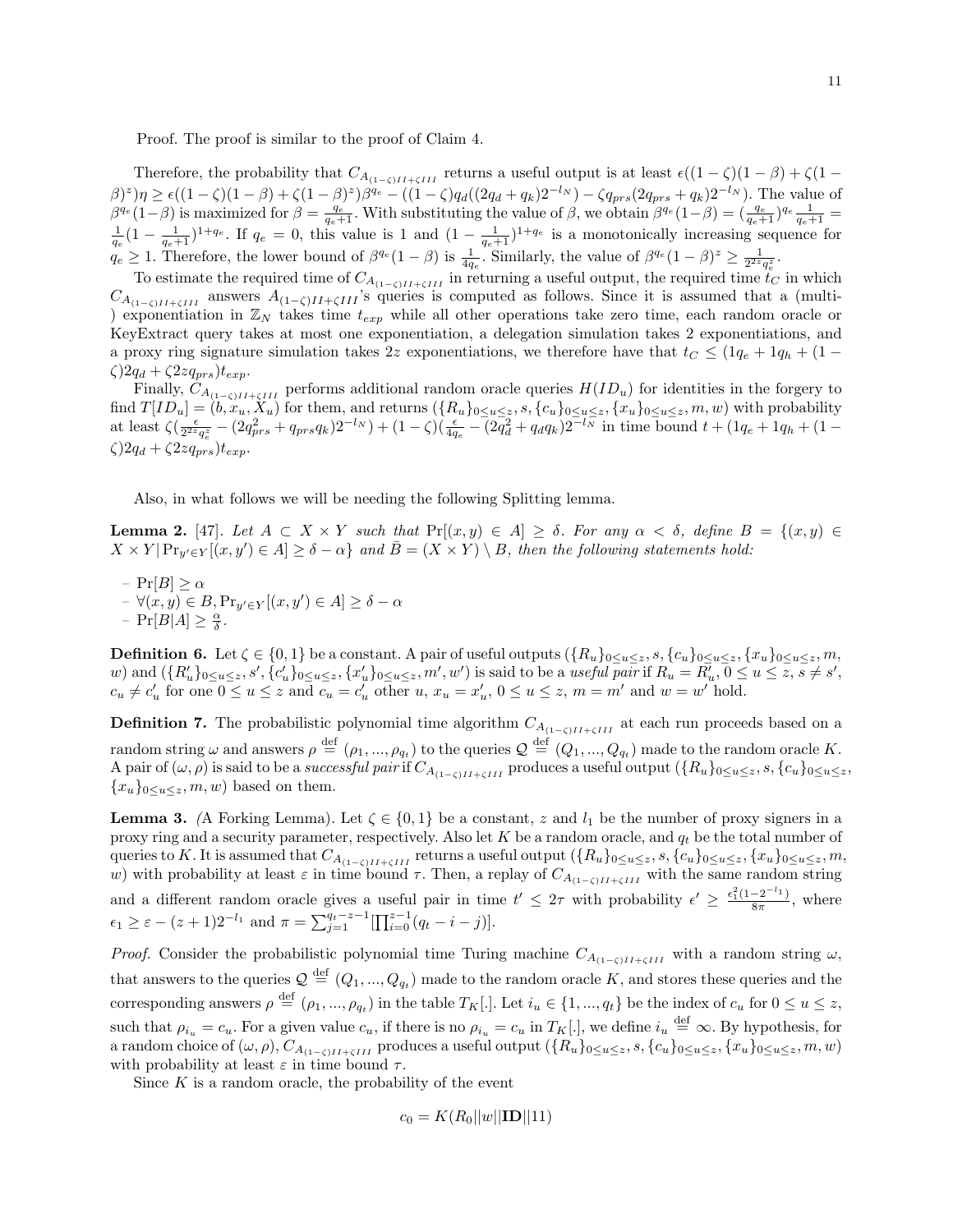Proof. The proof is similar to the proof of Claim 4.

Therefore, the probability that $C_{A_{(1-\zeta)II+\zeta III}}$ returns a useful output is at least $\epsilon((1-\zeta)(1-\beta)+\zeta(1-\beta)^z)\eta \geq \epsilon((1-\zeta)(1-\beta)+\zeta(1-\beta)^z)\beta^{q_e} - ((1-\zeta)q_d((2q_d+q_k)2^{-l_N}) - \zeta q_{prs}(2q_{prs}+q_k)2^{-l_N})$. The value of $\beta^{q_e}(1-\beta)$ is maximized for $\beta = \frac{q_e}{q_e+1}$. With substituting the value of $\beta$, we obtain $\beta^{q_e}(1-\beta) = (\frac{q_e}{q_e+1})^{q_e}\frac{1}{q_e+1} = \frac{1}{q_e}(1-\frac{1}{q_e+1})^{1+q_e}$. If $q_e = 0$, this value is 1 and $(1-\frac{1}{q_e+1})^{1+q_e}$ is a monotonically increasing sequence for $q_e \geq 1$. Therefore, the lower bound of $\beta^{q_e}(1-\beta)$ is $\frac{1}{4q_e}$. Similarly, the value of $\beta^{q_e}(1-\beta)^z \geq \frac{1}{2^{2z}q_e^z}$.

To estimate the required time of $C_{A_{(1-\zeta)II+\zeta III}}$ in returning a useful output, the required time $t_C$ in which $C_{A_{(1-\zeta)II+\zeta III}}$ answers $A_{(1-\zeta)II+\zeta III}$'s queries is computed as follows. Since it is assumed that a (multi-) exponentiation in $\mathbb{Z}_N$ takes time $t_{exp}$ while all other operations take zero time, each random oracle or KeyExtract query takes at most one exponentiation, a delegation simulation takes 2 exponentiations, and a proxy ring signature simulation takes $2z$ exponentiations, we therefore have that $t_C \leq (1q_e + 1q_h + (1-\zeta)2q_d + \zeta 2zq_{prs})t_{exp}$.

Finally, $C_{A_{(1-\zeta)II+\zeta III}}$ performs additional random oracle queries $H(ID_u)$ for identities in the forgery to find $T[ID_u] = (b, x_u, X_u)$ for them, and returns $(\{R_u\}_{0\leq u\leq z}, s, \{c_u\}_{0\leq u\leq z}, \{x_u\}_{0\leq u\leq z}, m, w)$ with probability at least $\zeta(\frac{\epsilon}{2^{2z}q_e^z} - (2q_{prs}^2 + q_{prs}q_k)2^{-l_N}) + (1-\zeta)(\frac{\epsilon}{4q_e} - (2q_d^2 + q_d q_k)2^{-l_N}$ in time bound $t + (1q_e + 1q_h + (1-\zeta)2q_d + \zeta 2zq_{prs})t_{exp}$.

Also, in what follows we will be needing the following Splitting lemma.

**Lemma 2.** [47]. *Let $A \subset X \times Y$ such that $\Pr[(x,y) \in A] \geq \delta$. For any $\alpha < \delta$, define $B = \{(x,y) \in X \times Y | \Pr_{y' \in Y}[(x,y') \in A] \geq \delta - \alpha\}$ and $\bar{B} = (X \times Y) \setminus B$, then the following statements hold:*

- $\Pr[B] \geq \alpha$
- $\forall (x,y) \in B, \Pr_{y' \in Y}[(x,y') \in A] \geq \delta - \alpha$
- $\Pr[B|A] \geq \frac{\alpha}{\delta}$.

**Definition 6.** Let $\zeta \in \{0,1\}$ be a constant. A pair of useful outputs $(\{R_u\}_{0\leq u\leq z}, s, \{c_u\}_{0\leq u\leq z}, \{x_u\}_{0\leq u\leq z}, m, w)$ and $(\{R'_u\}_{0\leq u\leq z}, s', \{c'_u\}_{0\leq u\leq z}, \{x'_u\}_{0\leq u\leq z}, m', w')$ is said to be a *useful pair* if $R_u = R'_u$, $0 \leq u \leq z$, $s \neq s'$, $c_u \neq c'_u$ for one $0 \leq u \leq z$ and $c_u = c'_u$ other $u$, $x_u = x'_u$, $0 \leq u \leq z$, $m = m'$ and $w = w'$ hold.

**Definition 7.** The probabilistic polynomial time algorithm $C_{A_{(1-\zeta)II+\zeta III}}$ at each run proceeds based on a random string $\omega$ and answers $\rho \overset{\text{def}}{=} (\rho_1, ..., \rho_{q_t})$ to the queries $\mathcal{Q} \overset{\text{def}}{=} (Q_1, ..., Q_{q_t})$ made to the random oracle $K$. A pair of $(\omega, \rho)$ is said to be a *successful pair* if $C_{A_{(1-\zeta)II+\zeta III}}$ produces a useful output $(\{R_u\}_{0\leq u\leq z}, s, \{c_u\}_{0\leq u\leq z}, \{x_u\}_{0\leq u\leq z}, m, w)$ based on them.

**Lemma 3.** *(*A Forking Lemma*). Let $\zeta \in \{0,1\}$ be a constant, $z$ and $l_1$ be the number of proxy signers in a proxy ring and a security parameter, respectively. Also let $K$ be a random oracle, and $q_t$ be the total number of queries to $K$. It is assumed that $C_{A_{(1-\zeta)II+\zeta III}}$ returns a useful output $(\{R_u\}_{0\leq u\leq z}, s, \{c_u\}_{0\leq u\leq z}, \{x_u\}_{0\leq u\leq z}, m, w)$ with probability at least $\varepsilon$ in time bound $\tau$. Then, a replay of $C_{A_{(1-\zeta)II+\zeta III}}$ with the same random string and a different random oracle gives a useful pair in time $t' \leq 2\tau$ with probability $\epsilon' \geq \frac{\epsilon_1^2(1-2^{-l_1})}{8\pi}$, where $\epsilon_1 \geq \varepsilon - (z+1)2^{-l_1}$ and $\pi = \sum_{j=1}^{q_t-z-1}[\prod_{i=0}^{z-1}(q_t - i - j)]$.*

*Proof.* Consider the probabilistic polynomial time Turing machine $C_{A_{(1-\zeta)II+\zeta III}}$ with a random string $\omega$, that answers to the queries $\mathcal{Q} \overset{\text{def}}{=} (Q_1, ..., Q_{q_t})$ made to the random oracle $K$, and stores these queries and the corresponding answers $\rho \overset{\text{def}}{=} (\rho_1, ..., \rho_{q_t})$ in the table $T_K[.]$. Let $i_u \in \{1, ..., q_t\}$ be the index of $c_u$ for $0 \leq u \leq z$, such that $\rho_{i_u} = c_u$. For a given value $c_u$, if there is no $\rho_{i_u} = c_u$ in $T_K[.]$, we define $i_u \overset{\text{def}}{=} \infty$. By hypothesis, for a random choice of $(\omega, \rho)$, $C_{A_{(1-\zeta)II+\zeta III}}$ produces a useful output $(\{R_u\}_{0\leq u\leq z}, s, \{c_u\}_{0\leq u\leq z}, \{x_u\}_{0\leq u\leq z}, m, w)$ with probability at least $\varepsilon$ in time bound $\tau$.

Since $K$ is a random oracle, the probability of the event

$$c_0 = K(R_0||w||\mathbf{ID}||11)$$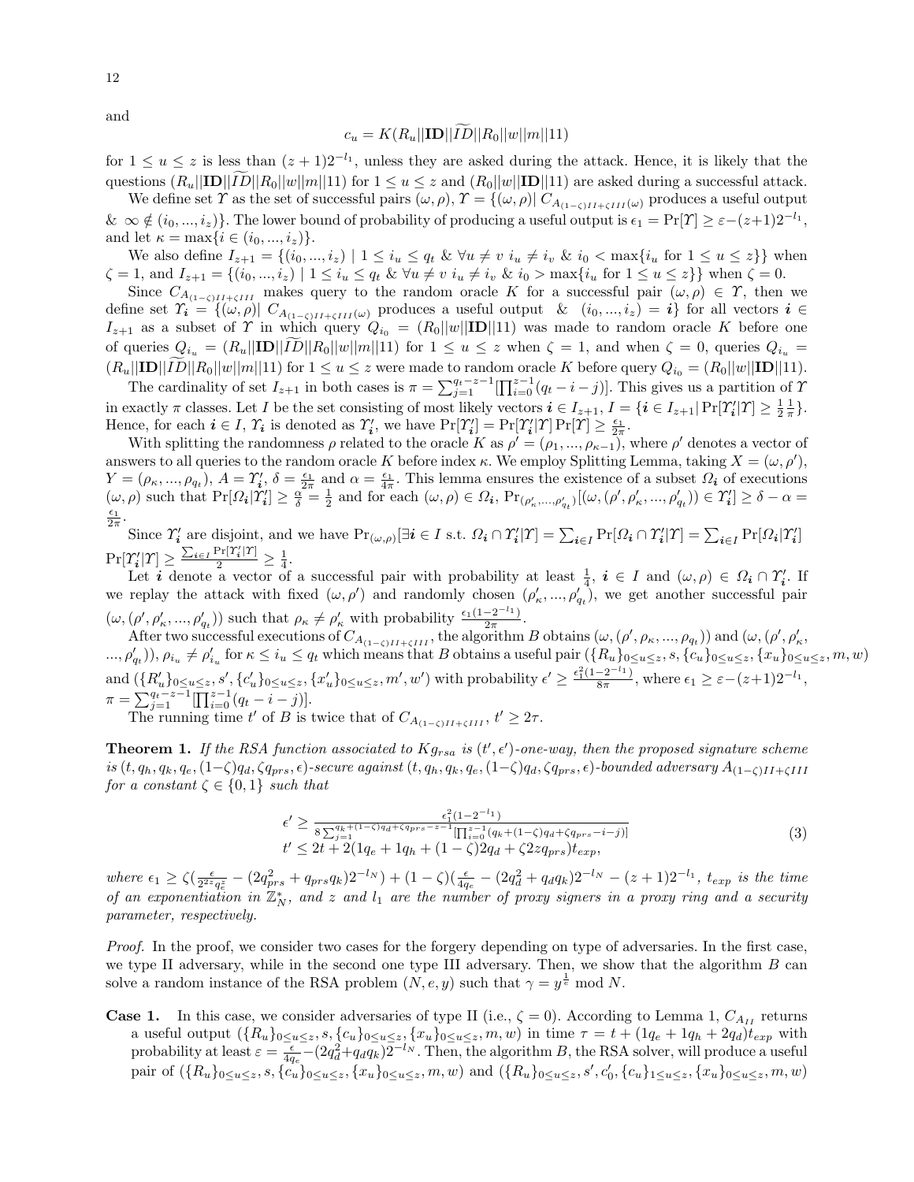and

$$c_u = K(R_u||\mathbf{ID}||\widetilde{ID}||R_0||w||m||11)$$

for $1 \leq u \leq z$ is less than $(z+1)2^{-l_1}$, unless they are asked during the attack. Hence, it is likely that the questions $(R_u||\mathbf{ID}||\widetilde{ID}||R_0||w||m||11)$ for $1 \leq u \leq z$ and $(R_0||w||\mathbf{ID}||11)$ are asked during a successful attack.

We define set $\Upsilon$ as the set of successful pairs $(\omega, \rho)$, $\Upsilon = \{(\omega, \rho)| \; C_{A_{(1-\zeta)II+\zeta III}(\omega)}$ produces a useful output & $\infty \notin (i_0, ..., i_z)\}$. The lower bound of probability of producing a useful output is $\epsilon_1 = \Pr[\Upsilon] \geq \varepsilon - (z+1)2^{-l_1}$, and let $\kappa = \max\{i \in (i_0, ..., i_z)\}$.

We also define $I_{z+1} = \{(i_0, ..., i_z) \mid 1 \leq i_u \leq q_t \; \& \; \forall u \neq v \; i_u \neq i_v \; \& \; i_0 < \max\{i_u \text{ for } 1 \leq u \leq z\}\}$ when $\zeta = 1$, and $I_{z+1} = \{(i_0, ..., i_z) \mid 1 \leq i_u \leq q_t \; \& \; \forall u \neq v \; i_u \neq i_v \; \& \; i_0 > \max\{i_u \text{ for } 1 \leq u \leq z\}\}$ when $\zeta = 0$.

Since $C_{A_{(1-\zeta)II+\zeta III}}$ makes query to the random oracle $K$ for a successful pair $(\omega, \rho) \in \Upsilon$, then we define set $\Upsilon_{\boldsymbol{i}} = \{(\omega, \rho)| \; C_{A_{(1-\zeta)II+\zeta III}(\omega)}$ produces a useful output & $(i_0, ..., i_z) = \boldsymbol{i}\}$ for all vectors $\boldsymbol{i} \in I_{z+1}$ as a subset of $\Upsilon$ in which query $Q_{i_0} = (R_0||w||\mathbf{ID}||11)$ was made to random oracle $K$ before one of queries $Q_{i_u} = (R_u||\mathbf{ID}||\widetilde{ID}||R_0||w||m||11)$ for $1 \leq u \leq z$ when $\zeta = 1$, and when $\zeta = 0$, queries $Q_{i_u} = (R_u||\mathbf{ID}||\widetilde{ID}||R_0||w||m||11)$ for $1 \leq u \leq z$ were made to random oracle $K$ before query $Q_{i_0} = (R_0||w||\mathbf{ID}||11)$.

The cardinality of set $I_{z+1}$ in both cases is $\pi = \sum_{j=1}^{q_t-z-1}[\prod_{i=0}^{z-1}(q_t - i - j)]$. This gives us a partition of $\Upsilon$ in exactly $\pi$ classes. Let $I$ be the set consisting of most likely vectors $\boldsymbol{i} \in I_{z+1}$, $I = \{\boldsymbol{i} \in I_{z+1}| \Pr[\Upsilon'_{\boldsymbol{i}}|\Upsilon] \geq \frac{1}{2}\frac{1}{\pi}\}$. Hence, for each $\boldsymbol{i} \in I$, $\Upsilon_{\boldsymbol{i}}$ is denoted as $\Upsilon'_{\boldsymbol{i}}$, we have $\Pr[\Upsilon'_{\boldsymbol{i}}] = \Pr[\Upsilon'_{\boldsymbol{i}}|\Upsilon]\Pr[\Upsilon] \geq \frac{\epsilon_1}{2\pi}$.

With splitting the randomness $\rho$ related to the oracle $K$ as $\rho' = (\rho_1, ..., \rho_{\kappa-1})$, where $\rho'$ denotes a vector of answers to all queries to the random oracle $K$ before index $\kappa$. We employ Splitting Lemma, taking $X = (\omega, \rho')$, $Y = (\rho_\kappa, ..., \rho_{q_t})$, $A = \Upsilon'_{\boldsymbol{i}}$, $\delta = \frac{\epsilon_1}{2\pi}$ and $\alpha = \frac{\epsilon_1}{4\pi}$. This lemma ensures the existence of a subset $\Omega_{\boldsymbol{i}}$ of executions $(\omega, \rho)$ such that $\Pr[\Omega_{\boldsymbol{i}}|\Upsilon'_{\boldsymbol{i}}] \geq \frac{\alpha}{\delta} = \frac{1}{2}$ and for each $(\omega, \rho) \in \Omega_{\boldsymbol{i}}$, $\Pr_{(\rho'_\kappa, ..., \rho'_{q_t})}[(\omega, (\rho', \rho'_\kappa, ..., \rho'_{q_t})) \in \Upsilon'_{\boldsymbol{i}}] \geq \delta - \alpha = \frac{\epsilon_1}{2\pi}$.

Since $\Upsilon'_{\boldsymbol{i}}$ are disjoint, and we have $\Pr_{(\omega,\rho)}[\exists \boldsymbol{i} \in I \text{ s.t. } \Omega_{\boldsymbol{i}} \cap \Upsilon'_{\boldsymbol{i}}|\Upsilon] = \sum_{\boldsymbol{i} \in I} \Pr[\Omega_{\boldsymbol{i}} \cap \Upsilon'_{\boldsymbol{i}}|\Upsilon] = \sum_{\boldsymbol{i} \in I} \Pr[\Omega_{\boldsymbol{i}}|\Upsilon'_{\boldsymbol{i}}] \Pr[\Upsilon'_{\boldsymbol{i}}|\Upsilon] \geq \frac{\sum_{\boldsymbol{i} \in I} \Pr[\Upsilon'_{\boldsymbol{i}}|\Upsilon]}{2} \geq \frac{1}{4}$.

Let $\boldsymbol{i}$ denote a vector of a successful pair with probability at least $\frac{1}{4}$, $\boldsymbol{i} \in I$ and $(\omega, \rho) \in \Omega_{\boldsymbol{i}} \cap \Upsilon'_{\boldsymbol{i}}$. If we replay the attack with fixed $(\omega, \rho')$ and randomly chosen $(\rho'_\kappa, ..., \rho'_{q_t})$, we get another successful pair $(\omega, (\rho', \rho'_\kappa, ..., \rho'_{q_t}))$ such that $\rho_\kappa \neq \rho'_\kappa$ with probability $\frac{\epsilon_1(1-2^{-l_1})}{2\pi}$.

After two successful executions of $C_{A_{(1-\zeta)II+\zeta III}}$, the algorithm $B$ obtains $(\omega, (\rho', \rho_\kappa, ..., \rho_{q_t}))$ and $(\omega, (\rho', \rho'_\kappa, ..., \rho'_{q_t}))$, $\rho_{i_u} \neq \rho'_{i_u}$ for $\kappa \leq i_u \leq q_t$ which means that $B$ obtains a useful pair $(\{R_u\}_{0 \leq u \leq z}, s, \{c_u\}_{0 \leq u \leq z}, \{x_u\}_{0 \leq u \leq z}, m, w)$ and $(\{R'_u\}_{0 \leq u \leq z}, s', \{c'_u\}_{0 \leq u \leq z}, \{x'_u\}_{0 \leq u \leq z}, m', w')$ with probability $\epsilon' \geq \frac{\epsilon_1^2(1-2^{-l_1})}{8\pi}$, where $\epsilon_1 \geq \varepsilon - (z+1)2^{-l_1}$, $\pi = \sum_{j=1}^{q_t-z-1}[\prod_{i=0}^{z-1}(q_t - i - j)]$.

The running time $t'$ of $B$ is twice that of $C_{A_{(1-\zeta)II+\zeta III}}$, $t' \geq 2\tau$.

**Theorem 1.** *If the RSA function associated to $Kg_{rsa}$ is $(t', \epsilon')$-one-way, then the proposed signature scheme is $(t, q_h, q_k, q_e, (1-\zeta)q_d, \zeta q_{prs}, \epsilon)$-secure against $(t, q_h, q_k, q_e, (1-\zeta)q_d, \zeta q_{prs}, \epsilon)$-bounded adversary $A_{(1-\zeta)II+\zeta III}$ for a constant $\zeta \in \{0, 1\}$ such that*

$$\begin{aligned} \epsilon' &\geq \frac{\epsilon_1^2(1-2^{-l_1})}{8\sum_{j=1}^{q_k+(1-\zeta)q_d+\zeta q_{prs}-z-1}[\prod_{i=0}^{z-1}(q_k+(1-\zeta)q_d+\zeta q_{prs}-i-j)]} \\ t' &\leq 2t + 2(1q_e + 1q_h + (1-\zeta)2q_d + \zeta 2zq_{prs})t_{exp}, \end{aligned} \tag{3}$$

*where $\epsilon_1 \geq \zeta(\frac{\epsilon}{2^{2z}q_e^z} - (2q_{prs}^2 + q_{prs}q_k)2^{-l_N}) + (1-\zeta)(\frac{\epsilon}{4q_e} - (2q_d^2 + q_dq_k)2^{-l_N} - (z+1)2^{-l_1}$, $t_{exp}$ is the time of an exponentiation in $\mathbb{Z}_N^*$, and $z$ and $l_1$ are the number of proxy signers in a proxy ring and a security parameter, respectively.*

*Proof.* In the proof, we consider two cases for the forgery depending on type of adversaries. In the first case, we type II adversary, while in the second one type III adversary. Then, we show that the algorithm $B$ can solve a random instance of the RSA problem $(N, e, y)$ such that $\gamma = y^{\frac{1}{e}} \bmod N$.

**Case 1.** In this case, we consider adversaries of type II (i.e., $\zeta = 0$). According to Lemma 1, $C_{A_{II}}$ returns a useful output $(\{R_u\}_{0 \leq u \leq z}, s, \{c_u\}_{0 \leq u \leq z}, \{x_u\}_{0 \leq u \leq z}, m, w)$ in time $\tau = t + (1q_e + 1q_h + 2q_d)t_{exp}$ with probability at least $\varepsilon = \frac{\epsilon}{4q_e} - (2q_d^2 + q_dq_k)2^{-l_N}$. Then, the algorithm $B$, the RSA solver, will produce a useful pair of $(\{R_u\}_{0 \leq u \leq z}, s, \{c_u\}_{0 \leq u \leq z}, \{x_u\}_{0 \leq u \leq z}, m, w)$ and $(\{R_u\}_{0 \leq u \leq z}, s', c'_0, \{c_u\}_{1 \leq u \leq z}, \{x_u\}_{0 \leq u \leq z}, m, w)$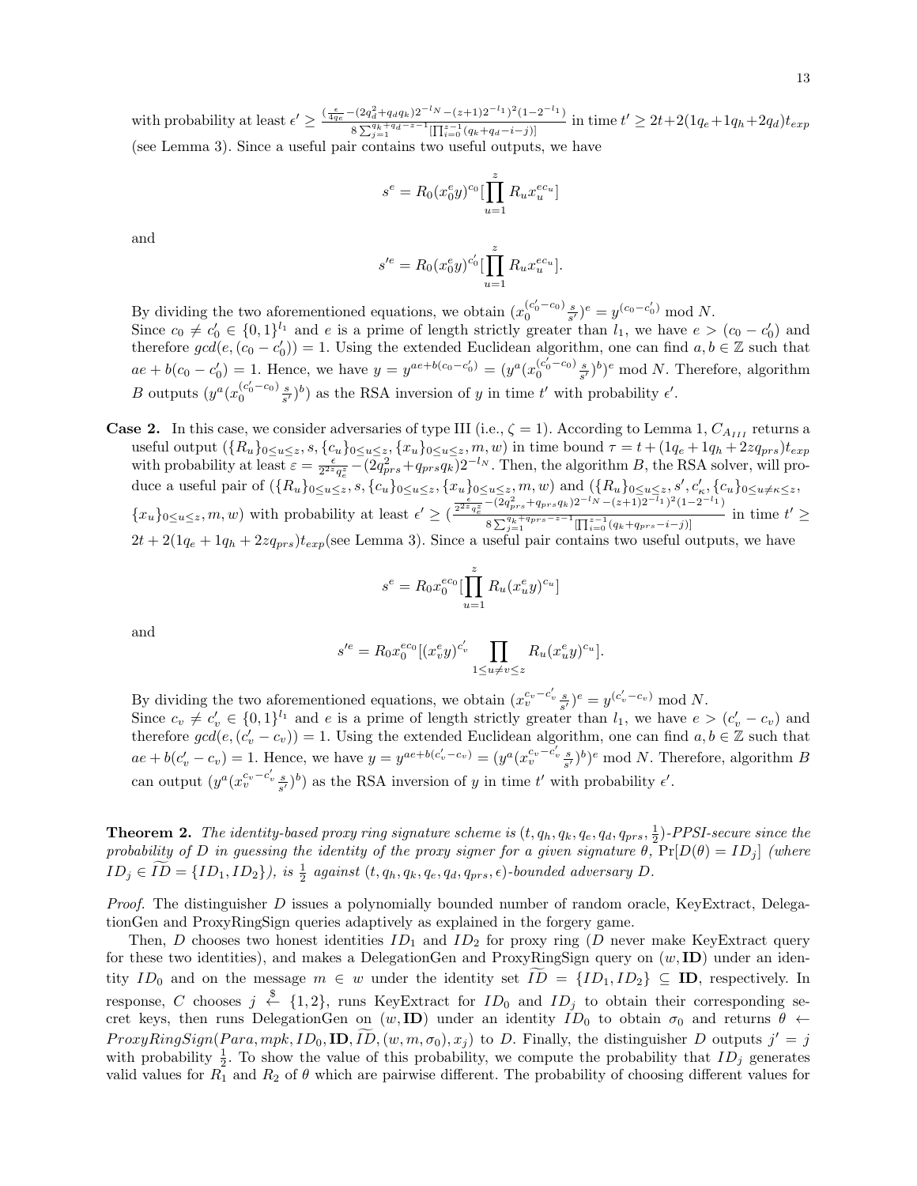with probability at least $\epsilon' \geq \frac{(\frac{\epsilon}{4q_e} - (2q_d^2 + q_d q_k)2^{-l_N} - (z+1)2^{-l_1})^2(1-2^{-l_1})}{8\sum_{j=1}^{q_k+q_d-z-1}[\prod_{i=0}^{z-1}(q_k+q_d-i-j)]}$ in time $t' \geq 2t + 2(1q_e + 1q_h + 2q_d)t_{exp}$ (see Lemma 3). Since a useful pair contains two useful outputs, we have

$$s^e = R_0(x_0^e y)^{c_0}[\prod_{u=1}^{z} R_u x_u^{ec_u}]$$

and

$$s'^e = R_0(x_0^e y)^{c_0'}[\prod_{u=1}^{z} R_u x_u^{ec_u}].$$

By dividing the two aforementioned equations, we obtain $(x_0^{(c_0'-c_0)}\frac{s}{s'})^e = y^{(c_0-c_0')} \bmod N$.
Since $c_0 \neq c_0' \in \{0,1\}^{l_1}$ and $e$ is a prime of length strictly greater than $l_1$, we have $e > (c_0 - c_0')$ and therefore $gcd(e, (c_0 - c_0')) = 1$. Using the extended Euclidean algorithm, one can find $a, b \in \mathbb{Z}$ such that $ae + b(c_0 - c_0') = 1$. Hence, we have $y = y^{ae+b(c_0-c_0')} = (y^a(x_0^{(c_0'-c_0)}\frac{s}{s'})^b)^e \bmod N$. Therefore, algorithm $B$ outputs $(y^a(x_0^{(c_0'-c_0)}\frac{s}{s'})^b)$ as the RSA inversion of $y$ in time $t'$ with probability $\epsilon'$.

**Case 2.** In this case, we consider adversaries of type III (i.e., $\zeta = 1$). According to Lemma 1, $C_{A_{III}}$ returns a useful output $(\{R_u\}_{0\leq u\leq z}, s, \{c_u\}_{0\leq u\leq z}, \{x_u\}_{0\leq u\leq z}, m, w)$ in time bound $\tau = t + (1q_e + 1q_h + 2zq_{prs})t_{exp}$ with probability at least $\varepsilon = \frac{\epsilon}{2^{2z}q_e^z} - (2q_{prs}^2 + q_{prs}q_k)2^{-l_N}$. Then, the algorithm $B$, the RSA solver, will produce a useful pair of $(\{R_u\}_{0\leq u\leq z}, s, \{c_u\}_{0\leq u\leq z}, \{x_u\}_{0\leq u\leq z}, m, w)$ and $(\{R_u\}_{0\leq u\leq z}, s', c_\kappa', \{c_u\}_{0\leq u\neq\kappa\leq z}, \{x_u\}_{0\leq u\leq z}, m, w)$ with probability at least $\epsilon' \geq (\frac{\frac{\epsilon}{2^{2z}q_e^z} - (2q_{prs}^2 + q_{prs}q_k)2^{-l_N} - (z+1)2^{-l_1})^2(1-2^{-l_1})}{8\sum_{j=1}^{q_k+q_{prs}-z-1}[\prod_{i=0}^{z-1}(q_k+q_{prs}-i-j)]}$ in time $t' \geq 2t + 2(1q_e + 1q_h + 2zq_{prs})t_{exp}$(see Lemma 3). Since a useful pair contains two useful outputs, we have

$$s^e = R_0 x_0^{ec_0}[\prod_{u=1}^{z} R_u(x_u^e y)^{c_u}]$$

and

$$s'^e = R_0 x_0^{ec_0}[(x_v^e y)^{c_v'} \prod_{1\leq u\neq v\leq z} R_u(x_u^e y)^{c_u}].$$

By dividing the two aforementioned equations, we obtain $(x_v^{c_v-c_v'}\frac{s}{s'})^e = y^{(c_v'-c_v)} \bmod N$.
Since $c_v \neq c_v' \in \{0,1\}^{l_1}$ and $e$ is a prime of length strictly greater than $l_1$, we have $e > (c_v' - c_v)$ and therefore $gcd(e, (c_v' - c_v)) = 1$. Using the extended Euclidean algorithm, one can find $a, b \in \mathbb{Z}$ such that $ae + b(c_v' - c_v) = 1$. Hence, we have $y = y^{ae+b(c_v'-c_v)} = (y^a(x_v^{c_v-c_v'}\frac{s}{s'})^b)^e \bmod N$. Therefore, algorithm $B$ can output $(y^a(x_v^{c_v-c_v'}\frac{s}{s'})^b)$ as the RSA inversion of $y$ in time $t'$ with probability $\epsilon'$.

**Theorem 2.** *The identity-based proxy ring signature scheme is $(t, q_h, q_k, q_e, q_d, q_{prs}, \frac{1}{2})$-PPSI-secure since the probability of $D$ in guessing the identity of the proxy signer for a given signature $\theta$,* $\Pr[D(\theta) = ID_j]$ *(where $ID_j \in \widetilde{ID} = \{ID_1, ID_2\}$), is $\frac{1}{2}$ against $(t, q_h, q_k, q_e, q_d, q_{prs}, \epsilon)$-bounded adversary $D$.*

*Proof.* The distinguisher $D$ issues a polynomially bounded number of random oracle, KeyExtract, DelegationGen and ProxyRingSign queries adaptively as explained in the forgery game.

Then, $D$ chooses two honest identities $ID_1$ and $ID_2$ for proxy ring ($D$ never make KeyExtract query for these two identities), and makes a DelegationGen and ProxyRingSign query on $(w, \mathbf{ID})$ under an identity $ID_0$ and on the message $m \in w$ under the identity set $\widetilde{ID} = \{ID_1, ID_2\} \subseteq \mathbf{ID}$, respectively. In response, $C$ chooses $j \xleftarrow{\$} \{1,2\}$, runs KeyExtract for $ID_0$ and $ID_j$ to obtain their corresponding secret keys, then runs DelegationGen on $(w, \mathbf{ID})$ under an identity $ID_0$ to obtain $\sigma_0$ and returns $\theta \leftarrow ProxyRingSign(Para, mpk, ID_0, \mathbf{ID}, \widetilde{ID}, (w, m, \sigma_0), x_j)$ to $D$. Finally, the distinguisher $D$ outputs $j' = j$ with probability $\frac{1}{2}$. To show the value of this probability, we compute the probability that $ID_j$ generates valid values for $R_1$ and $R_2$ of $\theta$ which are pairwise different. The probability of choosing different values for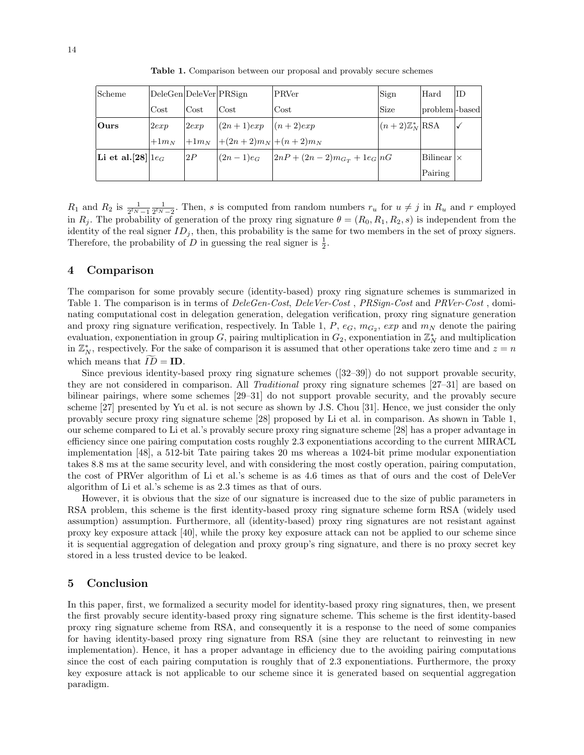**Table 1.** Comparison between our proposal and provably secure schemes

| Scheme | DeleGen Cost | DeleVer Cost | PRSign Cost | PRVer Cost | Sign Size | Hard problem | ID -based |
|---|---|---|---|---|---|---|---|
| **Ours** | $2exp$ $+1m_N$ | $2exp$ $+1m_N$ | $(2n+1)exp$ $+(2n+2)m_N$ | $(n+2)exp$ $+(n+2)m_N$ | $(n+2)\mathbb{Z}_N^*$ | RSA | ✓ |
| **Li et al.[28]** | $1e_G$ | $2P$ | $(2n-1)e_G$ | $2nP+(2n-2)m_{G_T}+1e_G$ | $nG$ | Bilinear Pairing | × |

$R_1$ and $R_2$ is $\frac{1}{2^{l_N}-1}\frac{1}{2^{l_N}-2}$. Then, $s$ is computed from random numbers $r_u$ for $u \neq j$ in $R_u$ and $r$ employed in $R_j$. The probability of generation of the proxy ring signature $\theta = (R_0, R_1, R_2, s)$ is independent from the identity of the real signer $ID_j$, then, this probability is the same for two members in the set of proxy signers. Therefore, the probability of $D$ in guessing the real signer is $\frac{1}{2}$.

## 4 Comparison

The comparison for some provably secure (identity-based) proxy ring signature schemes is summarized in Table 1. The comparison is in terms of *DeleGen-Cost*, *DeleVer-Cost* , *PRSign-Cost* and *PRVer-Cost* , dominating computational cost in delegation generation, delegation verification, proxy ring signature generation and proxy ring signature verification, respectively. In Table 1, $P$, $e_G$, $m_{G_2}$, $exp$ and $m_N$ denote the pairing evaluation, exponentiation in group $G$, pairing multiplication in $G_2$, exponentiation in $\mathbb{Z}_N^*$ and multiplication in $\mathbb{Z}_N^*$, respectively. For the sake of comparison it is assumed that other operations take zero time and $z = n$ which means that $\widetilde{ID} = \mathbf{ID}$.

Since previous identity-based proxy ring signature schemes ([32–39]) do not support provable security, they are not considered in comparison. All *Traditional* proxy ring signature schemes [27–31] are based on bilinear pairings, where some schemes [29–31] do not support provable security, and the provably secure scheme [27] presented by Yu et al. is not secure as shown by J.S. Chou [31]. Hence, we just consider the only provably secure proxy ring signature scheme [28] proposed by Li et al. in comparison. As shown in Table 1, our scheme compared to Li et al.'s provably secure proxy ring signature scheme [28] has a proper advantage in efficiency since one pairing computation costs roughly 2.3 exponentiations according to the current MIRACL implementation [48], a 512-bit Tate pairing takes 20 ms whereas a 1024-bit prime modular exponentiation takes 8.8 ms at the same security level, and with considering the most costly operation, pairing computation, the cost of PRVer algorithm of Li et al.'s scheme is as 4.6 times as that of ours and the cost of DeleVer algorithm of Li et al.'s scheme is as 2.3 times as that of ours.

However, it is obvious that the size of our signature is increased due to the size of public parameters in RSA problem, this scheme is the first identity-based proxy ring signature scheme form RSA (widely used assumption) assumption. Furthermore, all (identity-based) proxy ring signatures are not resistant against proxy key exposure attack [40], while the proxy key exposure attack can not be applied to our scheme since it is sequential aggregation of delegation and proxy group's ring signature, and there is no proxy secret key stored in a less trusted device to be leaked.

## 5 Conclusion

In this paper, first, we formalized a security model for identity-based proxy ring signatures, then, we present the first provably secure identity-based proxy ring signature scheme. This scheme is the first identity-based proxy ring signature scheme from RSA, and consequently it is a response to the need of some companies for having identity-based proxy ring signature from RSA (sine they are reluctant to reinvesting in new implementation). Hence, it has a proper advantage in efficiency due to the avoiding pairing computations since the cost of each pairing computation is roughly that of 2.3 exponentiations. Furthermore, the proxy key exposure attack is not applicable to our scheme since it is generated based on sequential aggregation paradigm.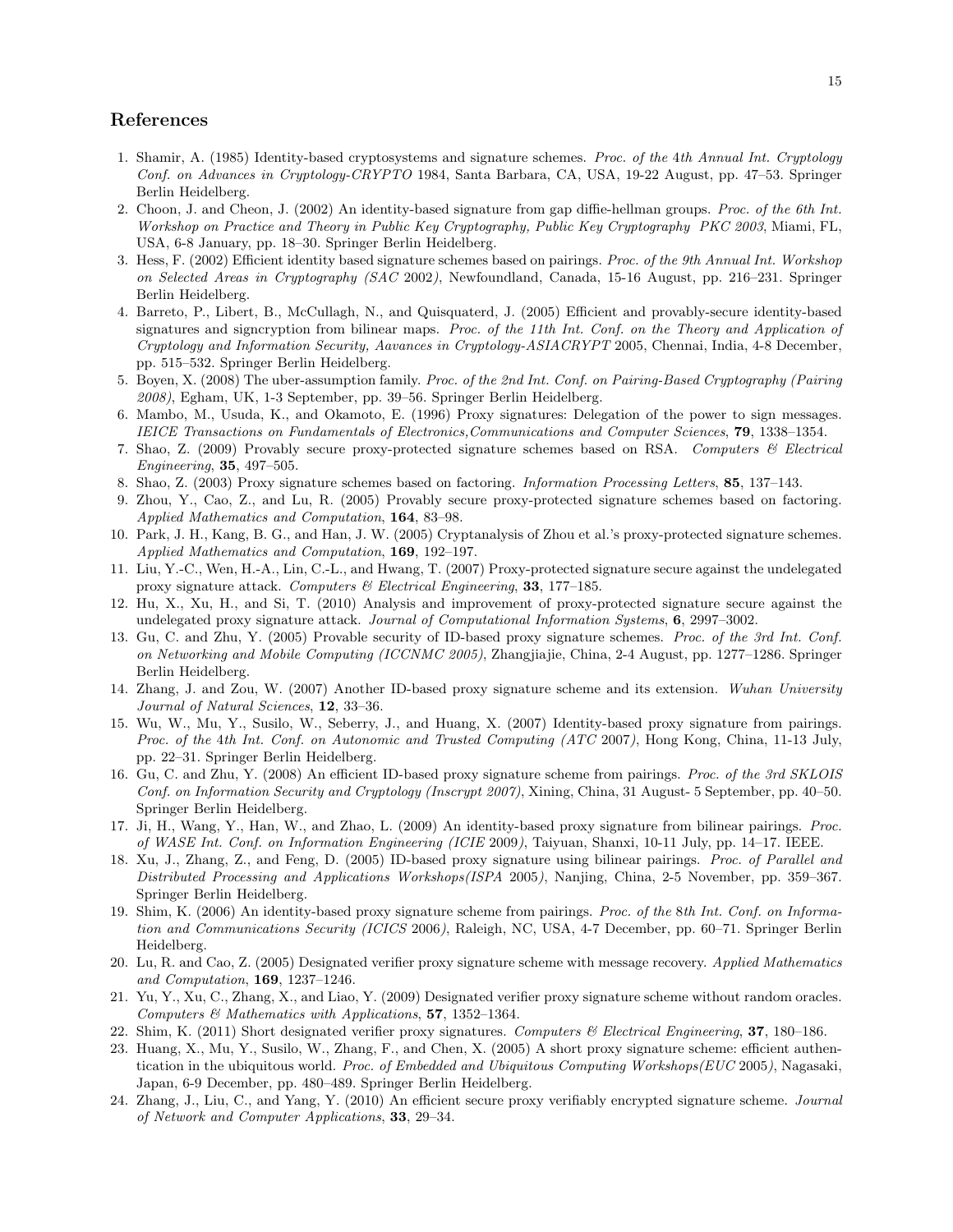## References

1. Shamir, A. (1985) Identity-based cryptosystems and signature schemes. *Proc. of the 4th Annual Int. Cryptology Conf. on Advances in Cryptology-CRYPTO* 1984, Santa Barbara, CA, USA, 19-22 August, pp. 47–53. Springer Berlin Heidelberg.
2. Choon, J. and Cheon, J. (2002) An identity-based signature from gap diffie-hellman groups. *Proc. of the 6th Int. Workshop on Practice and Theory in Public Key Cryptography, Public Key Cryptography PKC 2003*, Miami, FL, USA, 6-8 January, pp. 18–30. Springer Berlin Heidelberg.
3. Hess, F. (2002) Efficient identity based signature schemes based on pairings. *Proc. of the 9th Annual Int. Workshop on Selected Areas in Cryptography (SAC* 2002*)*, Newfoundland, Canada, 15-16 August, pp. 216–231. Springer Berlin Heidelberg.
4. Barreto, P., Libert, B., McCullagh, N., and Quisquaterd, J. (2005) Efficient and provably-secure identity-based signatures and signcryption from bilinear maps. *Proc. of the 11th Int. Conf. on the Theory and Application of Cryptology and Information Security, Aavances in Cryptology-ASIACRYPT* 2005, Chennai, India, 4-8 December, pp. 515–532. Springer Berlin Heidelberg.
5. Boyen, X. (2008) The uber-assumption family. *Proc. of the 2nd Int. Conf. on Pairing-Based Cryptography (Pairing 2008)*, Egham, UK, 1-3 September, pp. 39–56. Springer Berlin Heidelberg.
6. Mambo, M., Usuda, K., and Okamoto, E. (1996) Proxy signatures: Delegation of the power to sign messages. *IEICE Transactions on Fundamentals of Electronics,Communications and Computer Sciences*, **79**, 1338–1354.
7. Shao, Z. (2009) Provably secure proxy-protected signature schemes based on RSA. *Computers & Electrical Engineering*, **35**, 497–505.
8. Shao, Z. (2003) Proxy signature schemes based on factoring. *Information Processing Letters*, **85**, 137–143.
9. Zhou, Y., Cao, Z., and Lu, R. (2005) Provably secure proxy-protected signature schemes based on factoring. *Applied Mathematics and Computation*, **164**, 83–98.
10. Park, J. H., Kang, B. G., and Han, J. W. (2005) Cryptanalysis of Zhou et al.'s proxy-protected signature schemes. *Applied Mathematics and Computation*, **169**, 192–197.
11. Liu, Y.-C., Wen, H.-A., Lin, C.-L., and Hwang, T. (2007) Proxy-protected signature secure against the undelegated proxy signature attack. *Computers & Electrical Engineering*, **33**, 177–185.
12. Hu, X., Xu, H., and Si, T. (2010) Analysis and improvement of proxy-protected signature secure against the undelegated proxy signature attack. *Journal of Computational Information Systems*, **6**, 2997–3002.
13. Gu, C. and Zhu, Y. (2005) Provable security of ID-based proxy signature schemes. *Proc. of the 3rd Int. Conf. on Networking and Mobile Computing (ICCNMC 2005)*, Zhangjiajie, China, 2-4 August, pp. 1277–1286. Springer Berlin Heidelberg.
14. Zhang, J. and Zou, W. (2007) Another ID-based proxy signature scheme and its extension. *Wuhan University Journal of Natural Sciences*, **12**, 33–36.
15. Wu, W., Mu, Y., Susilo, W., Seberry, J., and Huang, X. (2007) Identity-based proxy signature from pairings. *Proc. of the 4th Int. Conf. on Autonomic and Trusted Computing (ATC* 2007*)*, Hong Kong, China, 11-13 July, pp. 22–31. Springer Berlin Heidelberg.
16. Gu, C. and Zhu, Y. (2008) An efficient ID-based proxy signature scheme from pairings. *Proc. of the 3rd SKLOIS Conf. on Information Security and Cryptology (Inscrypt 2007)*, Xining, China, 31 August- 5 September, pp. 40–50. Springer Berlin Heidelberg.
17. Ji, H., Wang, Y., Han, W., and Zhao, L. (2009) An identity-based proxy signature from bilinear pairings. *Proc. of WASE Int. Conf. on Information Engineering (ICIE* 2009*)*, Taiyuan, Shanxi, 10-11 July, pp. 14–17. IEEE.
18. Xu, J., Zhang, Z., and Feng, D. (2005) ID-based proxy signature using bilinear pairings. *Proc. of Parallel and Distributed Processing and Applications Workshops(ISPA* 2005*)*, Nanjing, China, 2-5 November, pp. 359–367. Springer Berlin Heidelberg.
19. Shim, K. (2006) An identity-based proxy signature scheme from pairings. *Proc. of the 8th Int. Conf. on Information and Communications Security (ICICS* 2006*)*, Raleigh, NC, USA, 4-7 December, pp. 60–71. Springer Berlin Heidelberg.
20. Lu, R. and Cao, Z. (2005) Designated verifier proxy signature scheme with message recovery. *Applied Mathematics and Computation*, **169**, 1237–1246.
21. Yu, Y., Xu, C., Zhang, X., and Liao, Y. (2009) Designated verifier proxy signature scheme without random oracles. *Computers & Mathematics with Applications*, **57**, 1352–1364.
22. Shim, K. (2011) Short designated verifier proxy signatures. *Computers & Electrical Engineering*, **37**, 180–186.
23. Huang, X., Mu, Y., Susilo, W., Zhang, F., and Chen, X. (2005) A short proxy signature scheme: efficient authentication in the ubiquitous world. *Proc. of Embedded and Ubiquitous Computing Workshops(EUC* 2005*)*, Nagasaki, Japan, 6-9 December, pp. 480–489. Springer Berlin Heidelberg.
24. Zhang, J., Liu, C., and Yang, Y. (2010) An efficient secure proxy verifiably encrypted signature scheme. *Journal of Network and Computer Applications*, **33**, 29–34.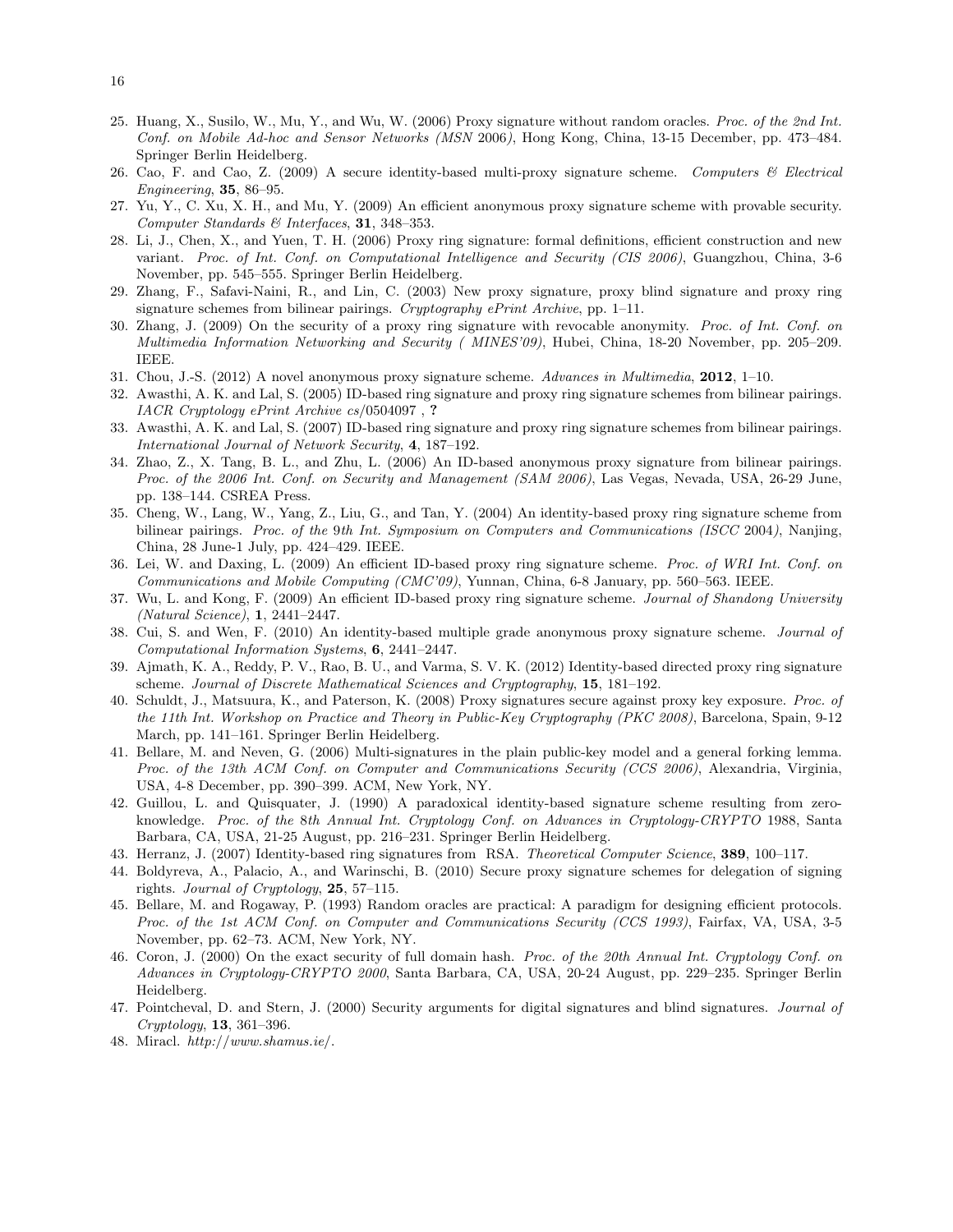25. Huang, X., Susilo, W., Mu, Y., and Wu, W. (2006) Proxy signature without random oracles. *Proc. of the 2nd Int. Conf. on Mobile Ad-hoc and Sensor Networks (MSN* 2006*)*, Hong Kong, China, 13-15 December, pp. 473–484. Springer Berlin Heidelberg.
26. Cao, F. and Cao, Z. (2009) A secure identity-based multi-proxy signature scheme. *Computers & Electrical Engineering*, **35**, 86–95.
27. Yu, Y., C. Xu, X. H., and Mu, Y. (2009) An efficient anonymous proxy signature scheme with provable security. *Computer Standards & Interfaces*, **31**, 348–353.
28. Li, J., Chen, X., and Yuen, T. H. (2006) Proxy ring signature: formal definitions, efficient construction and new variant. *Proc. of Int. Conf. on Computational Intelligence and Security (CIS 2006)*, Guangzhou, China, 3-6 November, pp. 545–555. Springer Berlin Heidelberg.
29. Zhang, F., Safavi-Naini, R., and Lin, C. (2003) New proxy signature, proxy blind signature and proxy ring signature schemes from bilinear pairings. *Cryptography ePrint Archive*, pp. 1–11.
30. Zhang, J. (2009) On the security of a proxy ring signature with revocable anonymity. *Proc. of Int. Conf. on Multimedia Information Networking and Security ( MINES'09)*, Hubei, China, 18-20 November, pp. 205–209. IEEE.
31. Chou, J.-S. (2012) A novel anonymous proxy signature scheme. *Advances in Multimedia*, **2012**, 1–10.
32. Awasthi, A. K. and Lal, S. (2005) ID-based ring signature and proxy ring signature schemes from bilinear pairings. *IACR Cryptology ePrint Archive cs*/0504097 , **?**
33. Awasthi, A. K. and Lal, S. (2007) ID-based ring signature and proxy ring signature schemes from bilinear pairings. *International Journal of Network Security*, **4**, 187–192.
34. Zhao, Z., X. Tang, B. L., and Zhu, L. (2006) An ID-based anonymous proxy signature from bilinear pairings. *Proc. of the 2006 Int. Conf. on Security and Management (SAM 2006)*, Las Vegas, Nevada, USA, 26-29 June, pp. 138–144. CSREA Press.
35. Cheng, W., Lang, W., Yang, Z., Liu, G., and Tan, Y. (2004) An identity-based proxy ring signature scheme from bilinear pairings. *Proc. of the 9th Int. Symposium on Computers and Communications (ISCC* 2004*)*, Nanjing, China, 28 June-1 July, pp. 424–429. IEEE.
36. Lei, W. and Daxing, L. (2009) An efficient ID-based proxy ring signature scheme. *Proc. of WRI Int. Conf. on Communications and Mobile Computing (CMC'09)*, Yunnan, China, 6-8 January, pp. 560–563. IEEE.
37. Wu, L. and Kong, F. (2009) An efficient ID-based proxy ring signature scheme. *Journal of Shandong University (Natural Science)*, **1**, 2441–2447.
38. Cui, S. and Wen, F. (2010) An identity-based multiple grade anonymous proxy signature scheme. *Journal of Computational Information Systems*, **6**, 2441–2447.
39. Ajmath, K. A., Reddy, P. V., Rao, B. U., and Varma, S. V. K. (2012) Identity-based directed proxy ring signature scheme. *Journal of Discrete Mathematical Sciences and Cryptography*, **15**, 181–192.
40. Schuldt, J., Matsuura, K., and Paterson, K. (2008) Proxy signatures secure against proxy key exposure. *Proc. of the 11th Int. Workshop on Practice and Theory in Public-Key Cryptography (PKC 2008)*, Barcelona, Spain, 9-12 March, pp. 141–161. Springer Berlin Heidelberg.
41. Bellare, M. and Neven, G. (2006) Multi-signatures in the plain public-key model and a general forking lemma. *Proc. of the 13th ACM Conf. on Computer and Communications Security (CCS 2006)*, Alexandria, Virginia, USA, 4-8 December, pp. 390–399. ACM, New York, NY.
42. Guillou, L. and Quisquater, J. (1990) A paradoxical identity-based signature scheme resulting from zero-knowledge. *Proc. of the 8th Annual Int. Cryptology Conf. on Advances in Cryptology-CRYPTO* 1988, Santa Barbara, CA, USA, 21-25 August, pp. 216–231. Springer Berlin Heidelberg.
43. Herranz, J. (2007) Identity-based ring signatures from RSA. *Theoretical Computer Science*, **389**, 100–117.
44. Boldyreva, A., Palacio, A., and Warinschi, B. (2010) Secure proxy signature schemes for delegation of signing rights. *Journal of Cryptology*, **25**, 57–115.
45. Bellare, M. and Rogaway, P. (1993) Random oracles are practical: A paradigm for designing efficient protocols. *Proc. of the 1st ACM Conf. on Computer and Communications Security (CCS 1993)*, Fairfax, VA, USA, 3-5 November, pp. 62–73. ACM, New York, NY.
46. Coron, J. (2000) On the exact security of full domain hash. *Proc. of the 20th Annual Int. Cryptology Conf. on Advances in Cryptology-CRYPTO 2000*, Santa Barbara, CA, USA, 20-24 August, pp. 229–235. Springer Berlin Heidelberg.
47. Pointcheval, D. and Stern, J. (2000) Security arguments for digital signatures and blind signatures. *Journal of Cryptology*, **13**, 361–396.
48. Miracl. *http://www.shamus.ie/*.